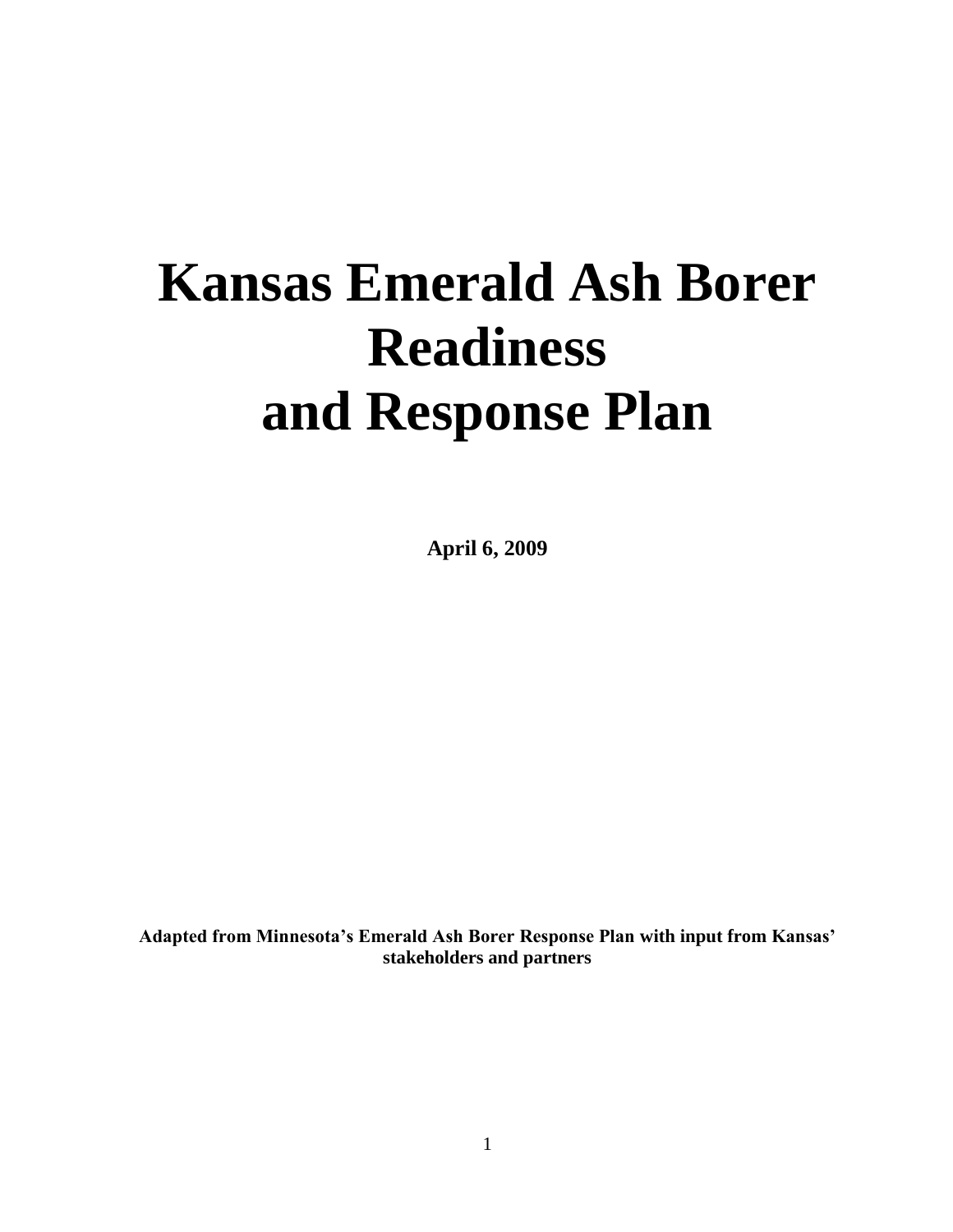# Kansas Emerald Ash Borer Readiness and Response Plan

**April 6, 2009**

**Adapted from Minnesota's Emerald Ash Borer Response Plan with input from Kansas' stakeholders and partners**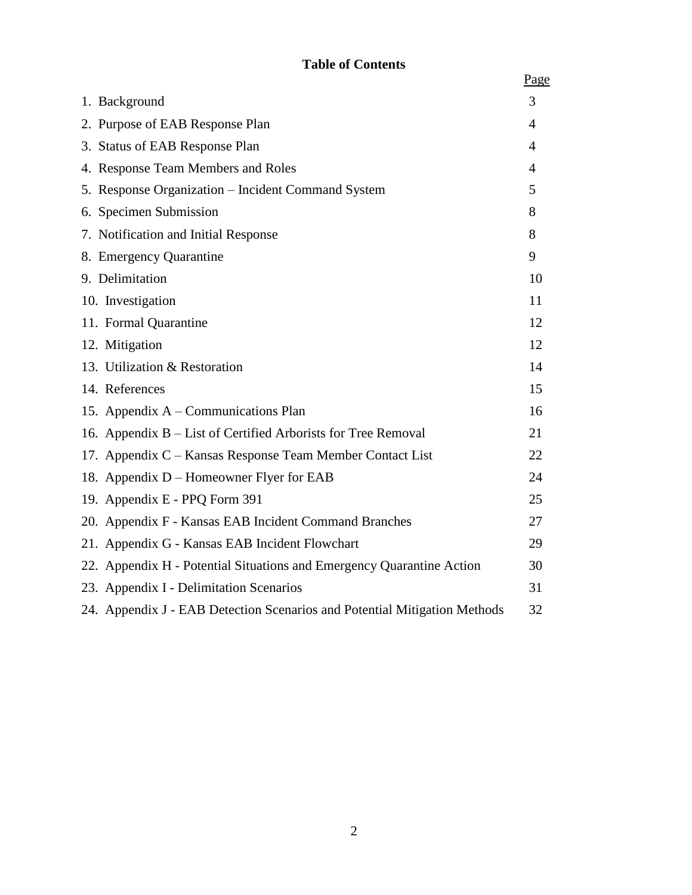# Table of Contents

| | Page |
|---|---|
| 1. Background | 3 |
| 2. Purpose of EAB Response Plan | 4 |
| 3. Status of EAB Response Plan | 4 |
| 4. Response Team Members and Roles | 4 |
| 5. Response Organization – Incident Command System | 5 |
| 6. Specimen Submission | 8 |
| 7. Notification and Initial Response | 8 |
| 8. Emergency Quarantine | 9 |
| 9. Delimitation | 10 |
| 10. Investigation | 11 |
| 11. Formal Quarantine | 12 |
| 12. Mitigation | 12 |
| 13. Utilization & Restoration | 14 |
| 14. References | 15 |
| 15. Appendix A – Communications Plan | 16 |
| 16. Appendix B – List of Certified Arborists for Tree Removal | 21 |
| 17. Appendix C – Kansas Response Team Member Contact List | 22 |
| 18. Appendix D – Homeowner Flyer for EAB | 24 |
| 19. Appendix E - PPQ Form 391 | 25 |
| 20. Appendix F - Kansas EAB Incident Command Branches | 27 |
| 21. Appendix G - Kansas EAB Incident Flowchart | 29 |
| 22. Appendix H - Potential Situations and Emergency Quarantine Action | 30 |
| 23. Appendix I - Delimitation Scenarios | 31 |
| 24. Appendix J - EAB Detection Scenarios and Potential Mitigation Methods | 32 |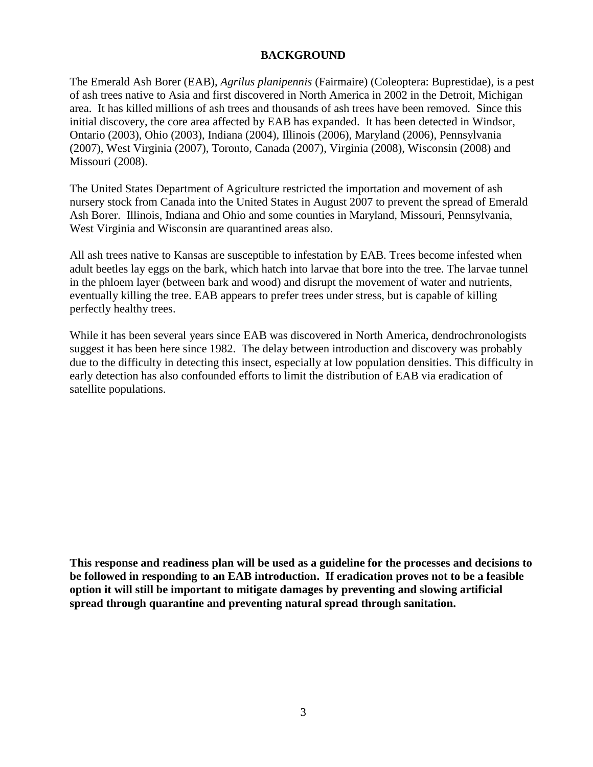## BACKGROUND

The Emerald Ash Borer (EAB), *Agrilus planipennis* (Fairmaire) (Coleoptera: Buprestidae), is a pest of ash trees native to Asia and first discovered in North America in 2002 in the Detroit, Michigan area. It has killed millions of ash trees and thousands of ash trees have been removed. Since this initial discovery, the core area affected by EAB has expanded. It has been detected in Windsor, Ontario (2003), Ohio (2003), Indiana (2004), Illinois (2006), Maryland (2006), Pennsylvania (2007), West Virginia (2007), Toronto, Canada (2007), Virginia (2008), Wisconsin (2008) and Missouri (2008).

The United States Department of Agriculture restricted the importation and movement of ash nursery stock from Canada into the United States in August 2007 to prevent the spread of Emerald Ash Borer. Illinois, Indiana and Ohio and some counties in Maryland, Missouri, Pennsylvania, West Virginia and Wisconsin are quarantined areas also.

All ash trees native to Kansas are susceptible to infestation by EAB. Trees become infested when adult beetles lay eggs on the bark, which hatch into larvae that bore into the tree. The larvae tunnel in the phloem layer (between bark and wood) and disrupt the movement of water and nutrients, eventually killing the tree. EAB appears to prefer trees under stress, but is capable of killing perfectly healthy trees.

While it has been several years since EAB was discovered in North America, dendrochronologists suggest it has been here since 1982. The delay between introduction and discovery was probably due to the difficulty in detecting this insect, especially at low population densities. This difficulty in early detection has also confounded efforts to limit the distribution of EAB via eradication of satellite populations.

**This response and readiness plan will be used as a guideline for the processes and decisions to be followed in responding to an EAB introduction. If eradication proves not to be a feasible option it will still be important to mitigate damages by preventing and slowing artificial spread through quarantine and preventing natural spread through sanitation.**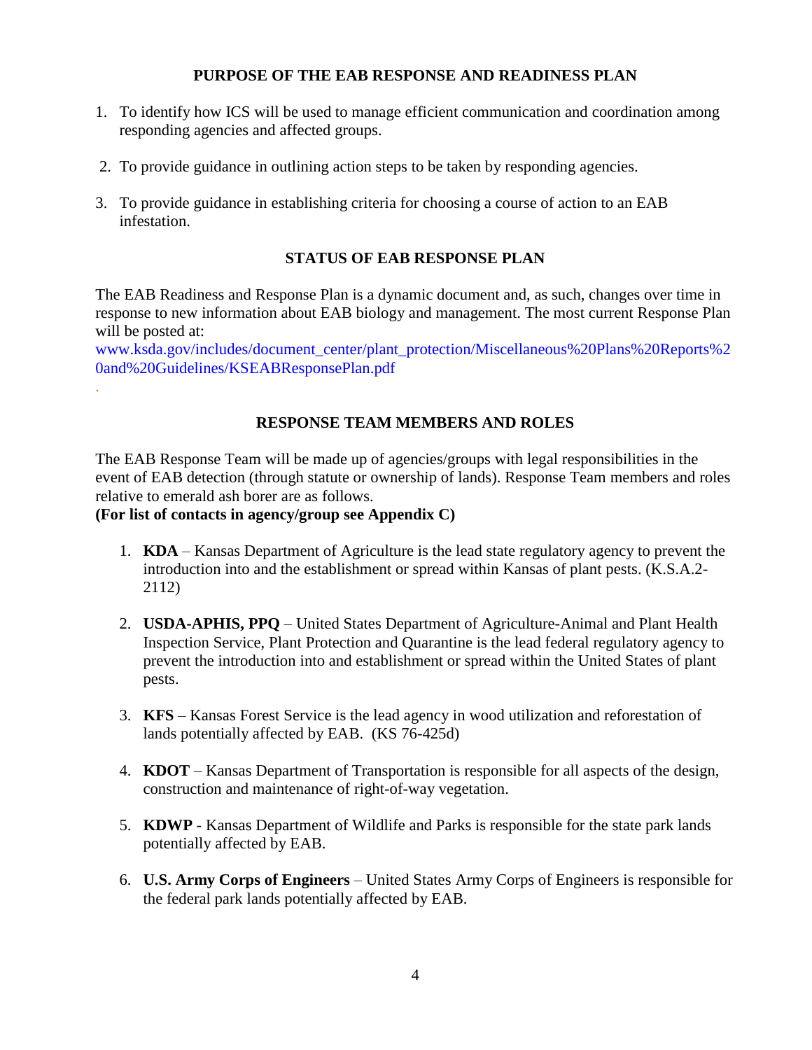## PURPOSE OF THE EAB RESPONSE AND READINESS PLAN

1. To identify how ICS will be used to manage efficient communication and coordination among responding agencies and affected groups.

2. To provide guidance in outlining action steps to be taken by responding agencies.

3. To provide guidance in establishing criteria for choosing a course of action to an EAB infestation.

## STATUS OF EAB RESPONSE PLAN

The EAB Readiness and Response Plan is a dynamic document and, as such, changes over time in response to new information about EAB biology and management. The most current Response Plan will be posted at:
www.ksda.gov/includes/document_center/plant_protection/Miscellaneous%20Plans%20Reports%20and%20Guidelines/KSEABResponsePlan.pdf

## RESPONSE TEAM MEMBERS AND ROLES

The EAB Response Team will be made up of agencies/groups with legal responsibilities in the event of EAB detection (through statute or ownership of lands). Response Team members and roles relative to emerald ash borer are as follows.
**(For list of contacts in agency/group see Appendix C)**

1. **KDA** – Kansas Department of Agriculture is the lead state regulatory agency to prevent the introduction into and the establishment or spread within Kansas of plant pests. (K.S.A.2-2112)

2. **USDA-APHIS, PPQ** – United States Department of Agriculture-Animal and Plant Health Inspection Service, Plant Protection and Quarantine is the lead federal regulatory agency to prevent the introduction into and establishment or spread within the United States of plant pests.

3. **KFS** – Kansas Forest Service is the lead agency in wood utilization and reforestation of lands potentially affected by EAB. (KS 76-425d)

4. **KDOT** – Kansas Department of Transportation is responsible for all aspects of the design, construction and maintenance of right-of-way vegetation.

5. **KDWP** - Kansas Department of Wildlife and Parks is responsible for the state park lands potentially affected by EAB.

6. **U.S. Army Corps of Engineers** – United States Army Corps of Engineers is responsible for the federal park lands potentially affected by EAB.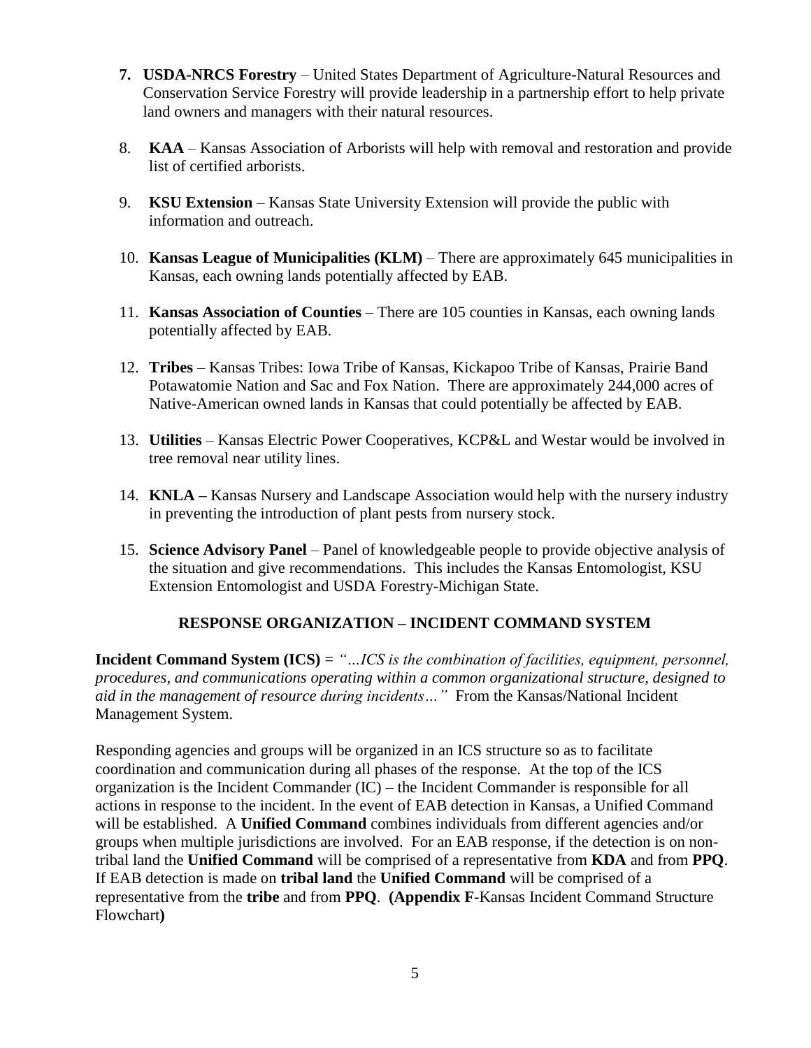7. **USDA-NRCS Forestry** – United States Department of Agriculture-Natural Resources and Conservation Service Forestry will provide leadership in a partnership effort to help private land owners and managers with their natural resources.

8. **KAA** – Kansas Association of Arborists will help with removal and restoration and provide list of certified arborists.

9. **KSU Extension** – Kansas State University Extension will provide the public with information and outreach.

10. **Kansas League of Municipalities (KLM)** – There are approximately 645 municipalities in Kansas, each owning lands potentially affected by EAB.

11. **Kansas Association of Counties** – There are 105 counties in Kansas, each owning lands potentially affected by EAB.

12. **Tribes** – Kansas Tribes: Iowa Tribe of Kansas, Kickapoo Tribe of Kansas, Prairie Band Potawatomie Nation and Sac and Fox Nation. There are approximately 244,000 acres of Native-American owned lands in Kansas that could potentially be affected by EAB.

13. **Utilities** – Kansas Electric Power Cooperatives, KCP&L and Westar would be involved in tree removal near utility lines.

14. **KNLA –** Kansas Nursery and Landscape Association would help with the nursery industry in preventing the introduction of plant pests from nursery stock.

15. **Science Advisory Panel** – Panel of knowledgeable people to provide objective analysis of the situation and give recommendations. This includes the Kansas Entomologist, KSU Extension Entomologist and USDA Forestry-Michigan State.

## RESPONSE ORGANIZATION – INCIDENT COMMAND SYSTEM

**Incident Command System (ICS)** = *"…ICS is the combination of facilities, equipment, personnel, procedures, and communications operating within a common organizational structure, designed to aid in the management of resource during incidents…"* From the Kansas/National Incident Management System.

Responding agencies and groups will be organized in an ICS structure so as to facilitate coordination and communication during all phases of the response. At the top of the ICS organization is the Incident Commander (IC) – the Incident Commander is responsible for all actions in response to the incident. In the event of EAB detection in Kansas, a Unified Command will be established. A **Unified Command** combines individuals from different agencies and/or groups when multiple jurisdictions are involved. For an EAB response, if the detection is on non-tribal land the **Unified Command** will be comprised of a representative from **KDA** and from **PPQ**. If EAB detection is made on **tribal land** the **Unified Command** will be comprised of a representative from the **tribe** and from **PPQ**. **(Appendix F-**Kansas Incident Command Structure Flowchart**)**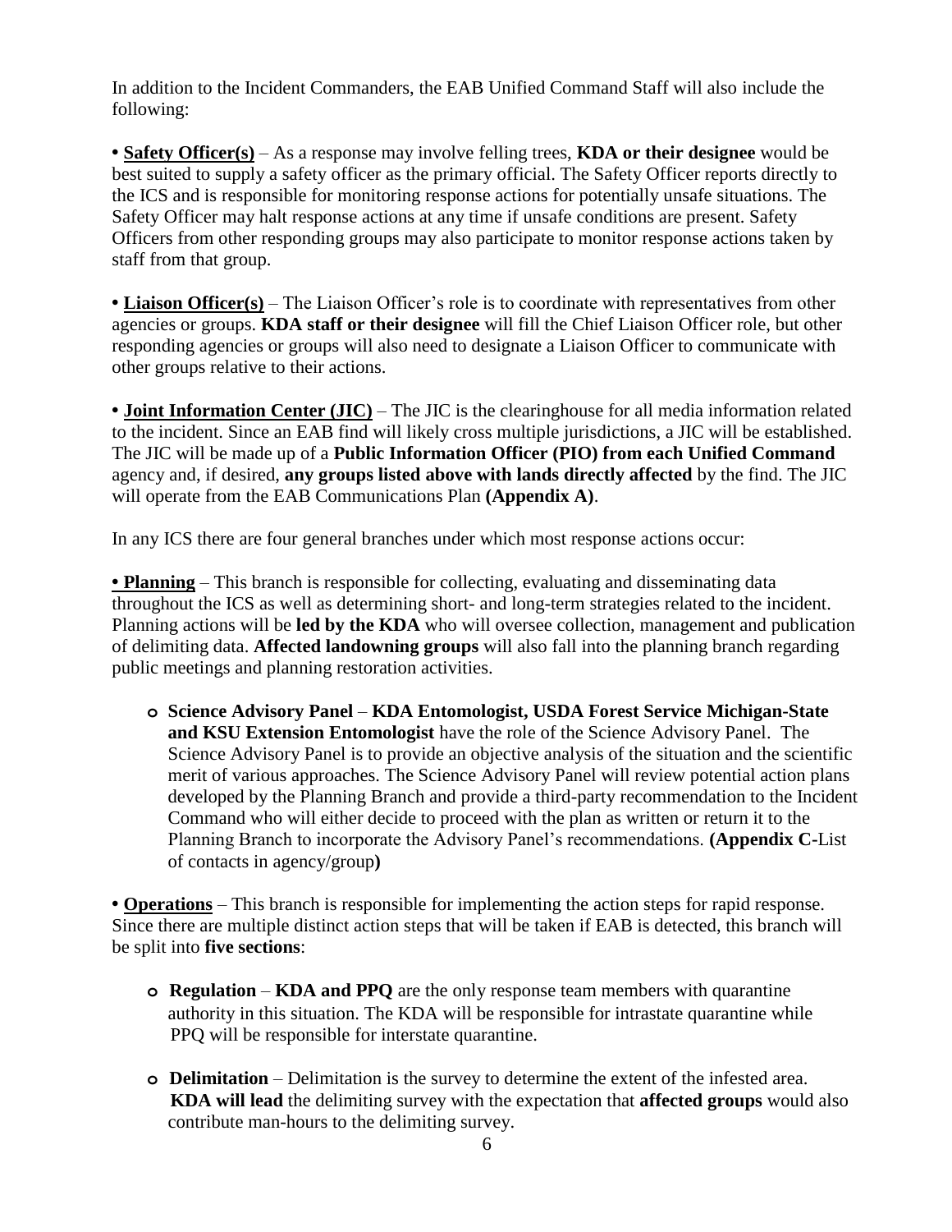In addition to the Incident Commanders, the EAB Unified Command Staff will also include the following:

- **Safety Officer(s)** – As a response may involve felling trees, **KDA or their designee** would be best suited to supply a safety officer as the primary official. The Safety Officer reports directly to the ICS and is responsible for monitoring response actions for potentially unsafe situations. The Safety Officer may halt response actions at any time if unsafe conditions are present. Safety Officers from other responding groups may also participate to monitor response actions taken by staff from that group.

- **Liaison Officer(s)** – The Liaison Officer's role is to coordinate with representatives from other agencies or groups. **KDA staff or their designee** will fill the Chief Liaison Officer role, but other responding agencies or groups will also need to designate a Liaison Officer to communicate with other groups relative to their actions.

- **Joint Information Center (JIC)** – The JIC is the clearinghouse for all media information related to the incident. Since an EAB find will likely cross multiple jurisdictions, a JIC will be established. The JIC will be made up of a **Public Information Officer (PIO) from each Unified Command** agency and, if desired, **any groups listed above with lands directly affected** by the find. The JIC will operate from the EAB Communications Plan **(Appendix A)**.

In any ICS there are four general branches under which most response actions occur:

- **Planning** – This branch is responsible for collecting, evaluating and disseminating data throughout the ICS as well as determining short- and long-term strategies related to the incident. Planning actions will be **led by the KDA** who will oversee collection, management and publication of delimiting data. **Affected landowning groups** will also fall into the planning branch regarding public meetings and planning restoration activities.
    - **Science Advisory Panel** – **KDA Entomologist, USDA Forest Service Michigan-State and KSU Extension Entomologist** have the role of the Science Advisory Panel. The Science Advisory Panel is to provide an objective analysis of the situation and the scientific merit of various approaches. The Science Advisory Panel will review potential action plans developed by the Planning Branch and provide a third-party recommendation to the Incident Command who will either decide to proceed with the plan as written or return it to the Planning Branch to incorporate the Advisory Panel's recommendations. **(Appendix C**-List of contacts in agency/group**)**

- **Operations** – This branch is responsible for implementing the action steps for rapid response. Since there are multiple distinct action steps that will be taken if EAB is detected, this branch will be split into **five sections**:
    - **Regulation** – **KDA and PPQ** are the only response team members with quarantine authority in this situation. The KDA will be responsible for intrastate quarantine while PPQ will be responsible for interstate quarantine.
    - **Delimitation** – Delimitation is the survey to determine the extent of the infested area. **KDA will lead** the delimiting survey with the expectation that **affected groups** would also contribute man-hours to the delimiting survey.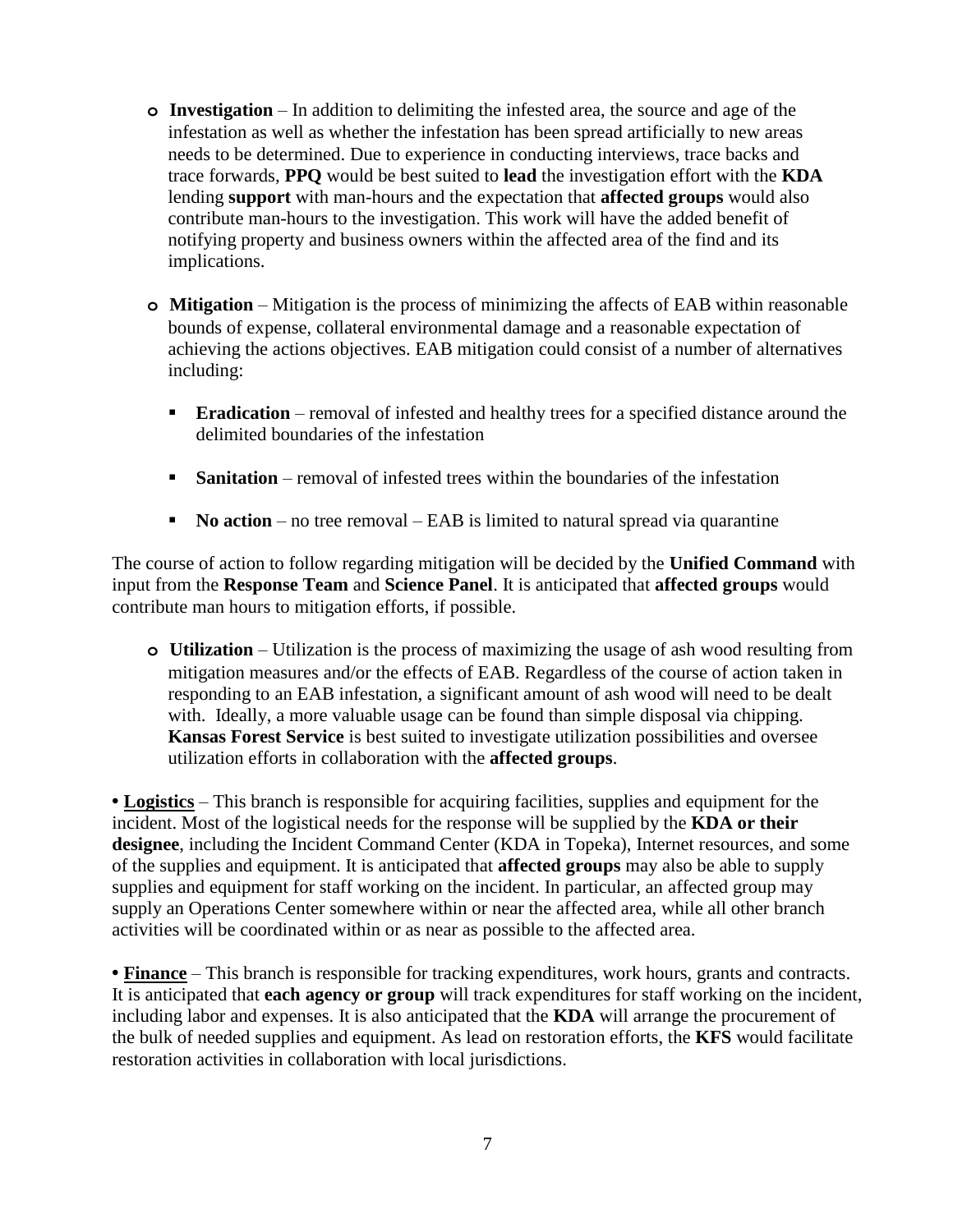- **Investigation** – In addition to delimiting the infested area, the source and age of the infestation as well as whether the infestation has been spread artificially to new areas needs to be determined. Due to experience in conducting interviews, trace backs and trace forwards, **PPQ** would be best suited to **lead** the investigation effort with the **KDA** lending **support** with man-hours and the expectation that **affected groups** would also contribute man-hours to the investigation. This work will have the added benefit of notifying property and business owners within the affected area of the find and its implications.

- **Mitigation** – Mitigation is the process of minimizing the affects of EAB within reasonable bounds of expense, collateral environmental damage and a reasonable expectation of achieving the actions objectives. EAB mitigation could consist of a number of alternatives including:

  - **Eradication** – removal of infested and healthy trees for a specified distance around the delimited boundaries of the infestation

  - **Sanitation** – removal of infested trees within the boundaries of the infestation

  - **No action** – no tree removal – EAB is limited to natural spread via quarantine

The course of action to follow regarding mitigation will be decided by the **Unified Command** with input from the **Response Team** and **Science Panel**. It is anticipated that **affected groups** would contribute man hours to mitigation efforts, if possible.

- **Utilization** – Utilization is the process of maximizing the usage of ash wood resulting from mitigation measures and/or the effects of EAB. Regardless of the course of action taken in responding to an EAB infestation, a significant amount of ash wood will need to be dealt with. Ideally, a more valuable usage can be found than simple disposal via chipping. **Kansas Forest Service** is best suited to investigate utilization possibilities and oversee utilization efforts in collaboration with the **affected groups**.

• **<u>Logistics</u>** – This branch is responsible for acquiring facilities, supplies and equipment for the incident. Most of the logistical needs for the response will be supplied by the **KDA or their designee**, including the Incident Command Center (KDA in Topeka), Internet resources, and some of the supplies and equipment. It is anticipated that **affected groups** may also be able to supply supplies and equipment for staff working on the incident. In particular, an affected group may supply an Operations Center somewhere within or near the affected area, while all other branch activities will be coordinated within or as near as possible to the affected area.

• **<u>Finance</u>** – This branch is responsible for tracking expenditures, work hours, grants and contracts. It is anticipated that **each agency or group** will track expenditures for staff working on the incident, including labor and expenses. It is also anticipated that the **KDA** will arrange the procurement of the bulk of needed supplies and equipment. As lead on restoration efforts, the **KFS** would facilitate restoration activities in collaboration with local jurisdictions.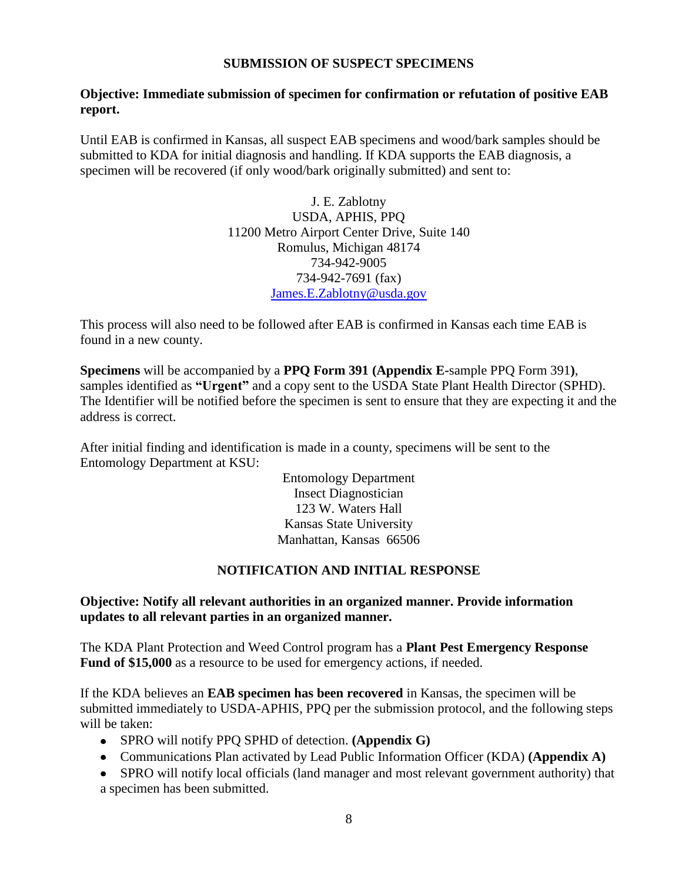## SUBMISSION OF SUSPECT SPECIMENS

**Objective: Immediate submission of specimen for confirmation or refutation of positive EAB report.**

Until EAB is confirmed in Kansas, all suspect EAB specimens and wood/bark samples should be submitted to KDA for initial diagnosis and handling. If KDA supports the EAB diagnosis, a specimen will be recovered (if only wood/bark originally submitted) and sent to:

J. E. Zablotny  
USDA, APHIS, PPQ  
11200 Metro Airport Center Drive, Suite 140  
Romulus, Michigan 48174  
734-942-9005  
734-942-7691 (fax)  
James.E.Zablotny@usda.gov

This process will also need to be followed after EAB is confirmed in Kansas each time EAB is found in a new county.

**Specimens** will be accompanied by a **PPQ Form 391 (Appendix E**-sample PPQ Form 391**)**, samples identified as **"Urgent"** and a copy sent to the USDA State Plant Health Director (SPHD). The Identifier will be notified before the specimen is sent to ensure that they are expecting it and the address is correct.

After initial finding and identification is made in a county, specimens will be sent to the Entomology Department at KSU:

Entomology Department  
Insect Diagnostician  
123 W. Waters Hall  
Kansas State University  
Manhattan, Kansas 66506

## NOTIFICATION AND INITIAL RESPONSE

**Objective: Notify all relevant authorities in an organized manner. Provide information updates to all relevant parties in an organized manner.**

The KDA Plant Protection and Weed Control program has a **Plant Pest Emergency Response Fund of $15,000** as a resource to be used for emergency actions, if needed.

If the KDA believes an **EAB specimen has been recovered** in Kansas, the specimen will be submitted immediately to USDA-APHIS, PPQ per the submission protocol, and the following steps will be taken:

- SPRO will notify PPQ SPHD of detection. **(Appendix G)**
- Communications Plan activated by Lead Public Information Officer (KDA) **(Appendix A)**
- SPRO will notify local officials (land manager and most relevant government authority) that a specimen has been submitted.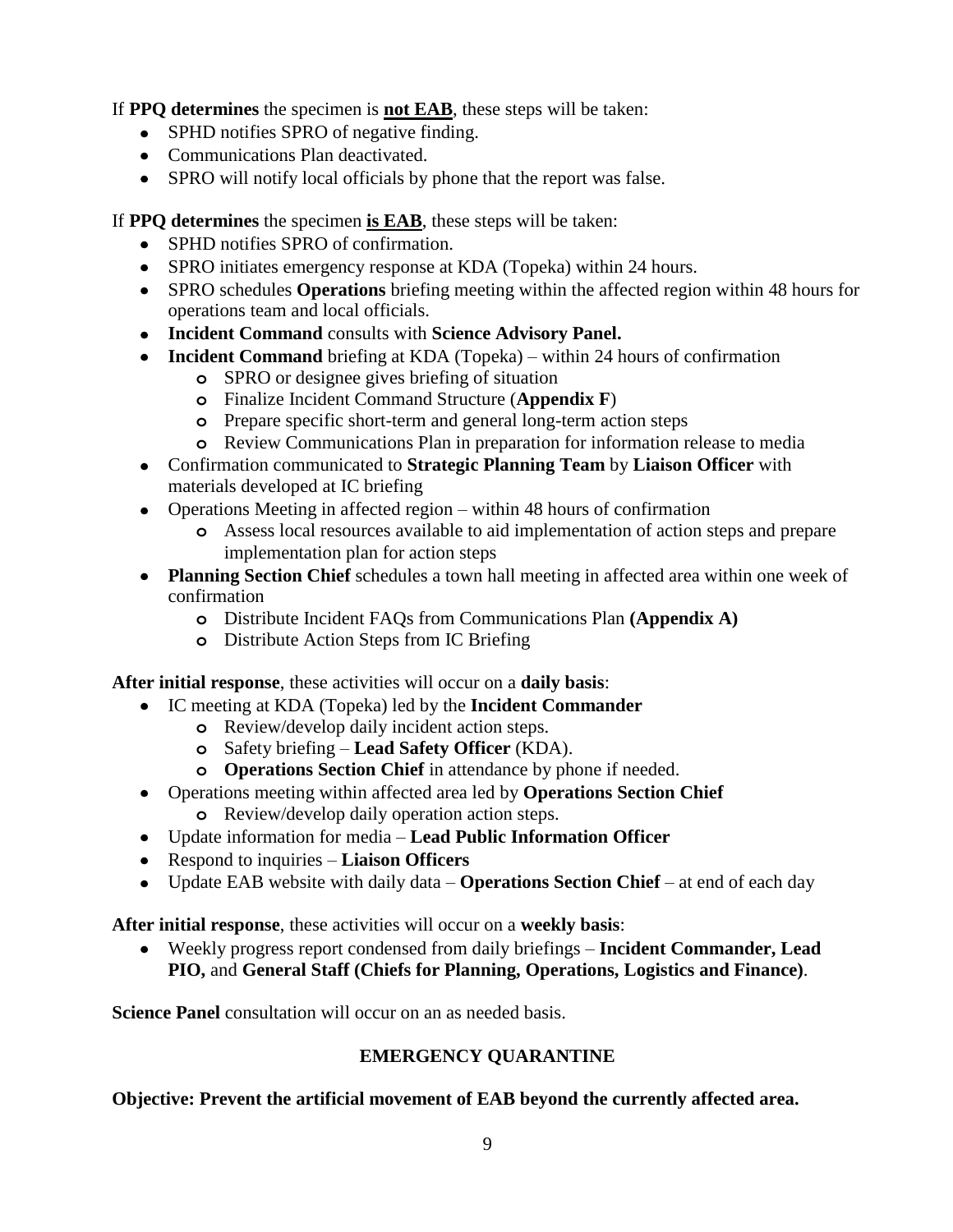If **PPQ determines** the specimen is **not EAB**, these steps will be taken:

- SPHD notifies SPRO of negative finding.
- Communications Plan deactivated.
- SPRO will notify local officials by phone that the report was false.

If **PPQ determines** the specimen **is EAB**, these steps will be taken:

- SPHD notifies SPRO of confirmation.
- SPRO initiates emergency response at KDA (Topeka) within 24 hours.
- SPRO schedules **Operations** briefing meeting within the affected region within 48 hours for operations team and local officials.
- **Incident Command** consults with **Science Advisory Panel.**
- **Incident Command** briefing at KDA (Topeka) – within 24 hours of confirmation
  - SPRO or designee gives briefing of situation
  - Finalize Incident Command Structure (**Appendix F**)
  - Prepare specific short-term and general long-term action steps
  - Review Communications Plan in preparation for information release to media
- Confirmation communicated to **Strategic Planning Team** by **Liaison Officer** with materials developed at IC briefing
- Operations Meeting in affected region – within 48 hours of confirmation
  - Assess local resources available to aid implementation of action steps and prepare implementation plan for action steps
- **Planning Section Chief** schedules a town hall meeting in affected area within one week of confirmation
  - Distribute Incident FAQs from Communications Plan **(Appendix A)**
  - Distribute Action Steps from IC Briefing

**After initial response**, these activities will occur on a **daily basis**:

- IC meeting at KDA (Topeka) led by the **Incident Commander**
  - Review/develop daily incident action steps.
  - Safety briefing – **Lead Safety Officer** (KDA).
  - **Operations Section Chief** in attendance by phone if needed.
- Operations meeting within affected area led by **Operations Section Chief**
  - Review/develop daily operation action steps.
- Update information for media – **Lead Public Information Officer**
- Respond to inquiries – **Liaison Officers**
- Update EAB website with daily data – **Operations Section Chief** – at end of each day

**After initial response**, these activities will occur on a **weekly basis**:

- Weekly progress report condensed from daily briefings – **Incident Commander, Lead PIO,** and **General Staff (Chiefs for Planning, Operations, Logistics and Finance)**.

**Science Panel** consultation will occur on an as needed basis.

## EMERGENCY QUARANTINE

**Objective: Prevent the artificial movement of EAB beyond the currently affected area.**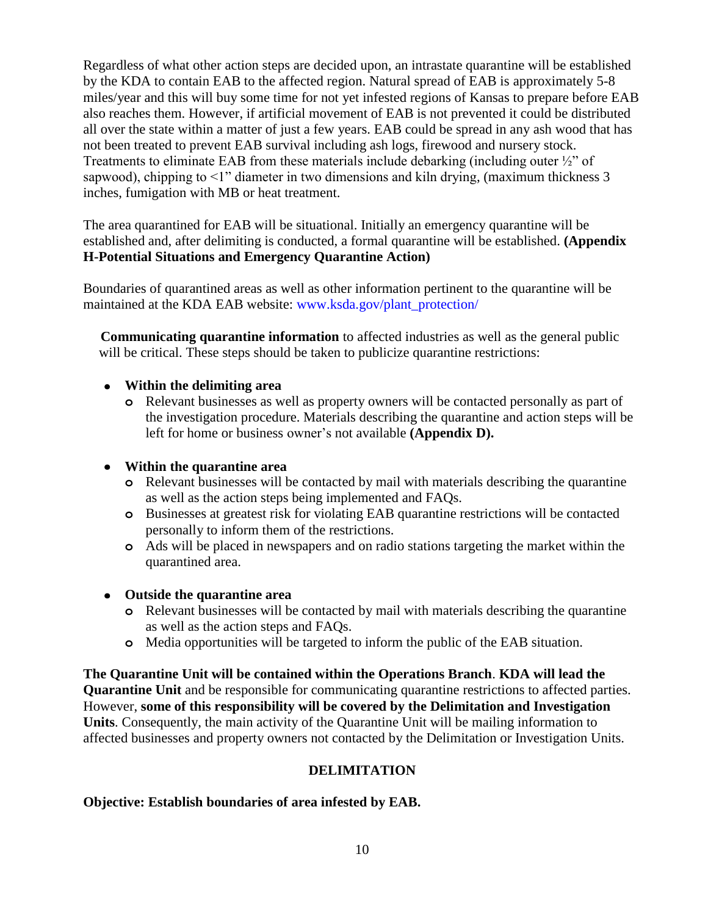Regardless of what other action steps are decided upon, an intrastate quarantine will be established by the KDA to contain EAB to the affected region. Natural spread of EAB is approximately 5-8 miles/year and this will buy some time for not yet infested regions of Kansas to prepare before EAB also reaches them. However, if artificial movement of EAB is not prevented it could be distributed all over the state within a matter of just a few years. EAB could be spread in any ash wood that has not been treated to prevent EAB survival including ash logs, firewood and nursery stock. Treatments to eliminate EAB from these materials include debarking (including outer ½" of sapwood), chipping to <1" diameter in two dimensions and kiln drying, (maximum thickness 3 inches, fumigation with MB or heat treatment.

The area quarantined for EAB will be situational. Initially an emergency quarantine will be established and, after delimiting is conducted, a formal quarantine will be established. **(Appendix H-Potential Situations and Emergency Quarantine Action)**

Boundaries of quarantined areas as well as other information pertinent to the quarantine will be maintained at the KDA EAB website: www.ksda.gov/plant_protection/

**Communicating quarantine information** to affected industries as well as the general public will be critical. These steps should be taken to publicize quarantine restrictions:

- **Within the delimiting area**
  - Relevant businesses as well as property owners will be contacted personally as part of the investigation procedure. Materials describing the quarantine and action steps will be left for home or business owner's not available **(Appendix D).**
- **Within the quarantine area**
  - Relevant businesses will be contacted by mail with materials describing the quarantine as well as the action steps being implemented and FAQs.
  - Businesses at greatest risk for violating EAB quarantine restrictions will be contacted personally to inform them of the restrictions.
  - Ads will be placed in newspapers and on radio stations targeting the market within the quarantined area.
- **Outside the quarantine area**
  - Relevant businesses will be contacted by mail with materials describing the quarantine as well as the action steps and FAQs.
  - Media opportunities will be targeted to inform the public of the EAB situation.

**The Quarantine Unit will be contained within the Operations Branch**. **KDA will lead the Quarantine Unit** and be responsible for communicating quarantine restrictions to affected parties. However, **some of this responsibility will be covered by the Delimitation and Investigation Units**. Consequently, the main activity of the Quarantine Unit will be mailing information to affected businesses and property owners not contacted by the Delimitation or Investigation Units.

## DELIMITATION

**Objective: Establish boundaries of area infested by EAB.**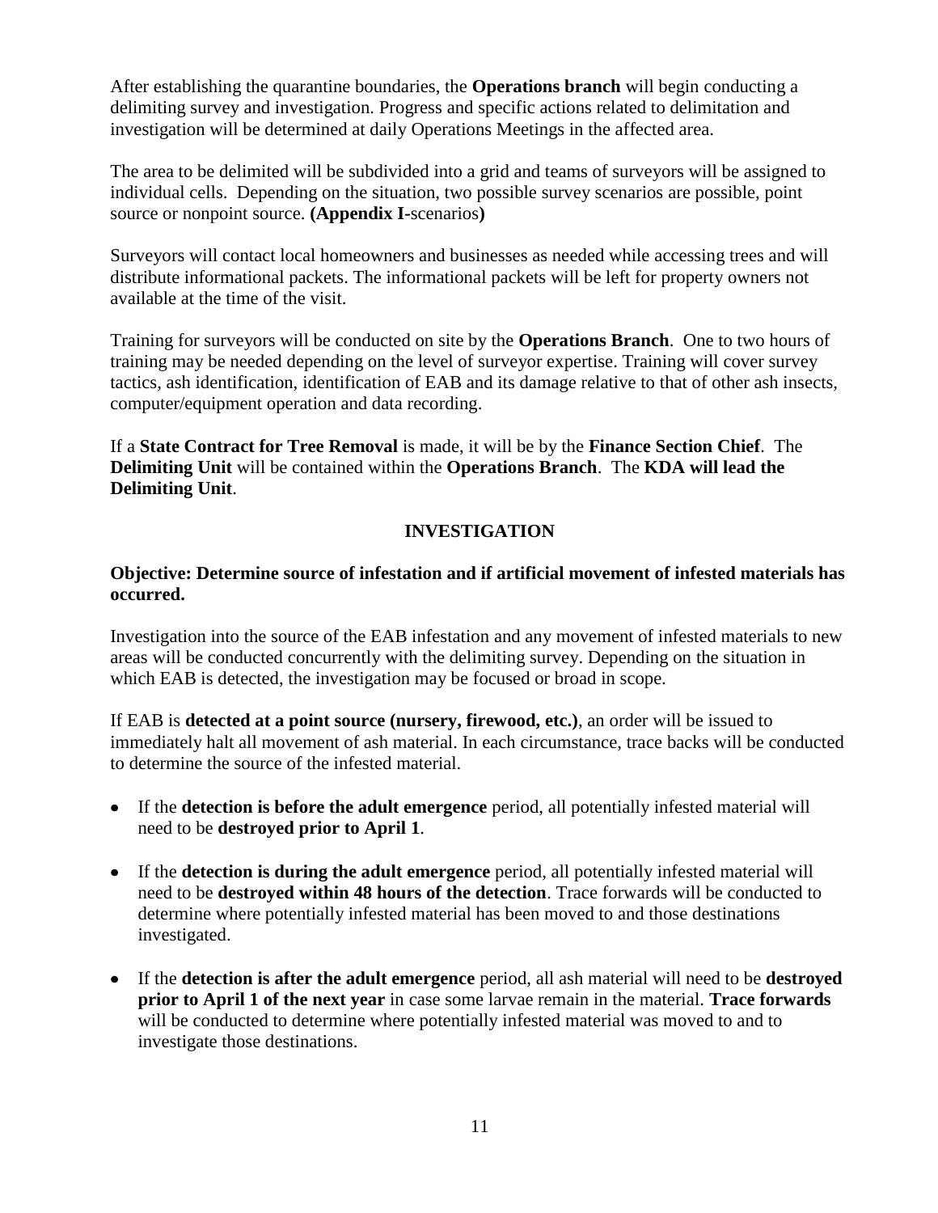After establishing the quarantine boundaries, the **Operations branch** will begin conducting a delimiting survey and investigation. Progress and specific actions related to delimitation and investigation will be determined at daily Operations Meetings in the affected area.

The area to be delimited will be subdivided into a grid and teams of surveyors will be assigned to individual cells. Depending on the situation, two possible survey scenarios are possible, point source or nonpoint source. **(Appendix I-**scenarios**)**

Surveyors will contact local homeowners and businesses as needed while accessing trees and will distribute informational packets. The informational packets will be left for property owners not available at the time of the visit.

Training for surveyors will be conducted on site by the **Operations Branch**. One to two hours of training may be needed depending on the level of surveyor expertise. Training will cover survey tactics, ash identification, identification of EAB and its damage relative to that of other ash insects, computer/equipment operation and data recording.

If a **State Contract for Tree Removal** is made, it will be by the **Finance Section Chief**. The **Delimiting Unit** will be contained within the **Operations Branch**. The **KDA will lead the Delimiting Unit**.

## INVESTIGATION

**Objective: Determine source of infestation and if artificial movement of infested materials has occurred.**

Investigation into the source of the EAB infestation and any movement of infested materials to new areas will be conducted concurrently with the delimiting survey. Depending on the situation in which EAB is detected, the investigation may be focused or broad in scope.

If EAB is **detected at a point source (nursery, firewood, etc.)**, an order will be issued to immediately halt all movement of ash material. In each circumstance, trace backs will be conducted to determine the source of the infested material.

- If the **detection is before the adult emergence** period, all potentially infested material will need to be **destroyed prior to April 1**.
- If the **detection is during the adult emergence** period, all potentially infested material will need to be **destroyed within 48 hours of the detection**. Trace forwards will be conducted to determine where potentially infested material has been moved to and those destinations investigated.
- If the **detection is after the adult emergence** period, all ash material will need to be **destroyed prior to April 1 of the next year** in case some larvae remain in the material. **Trace forwards** will be conducted to determine where potentially infested material was moved to and to investigate those destinations.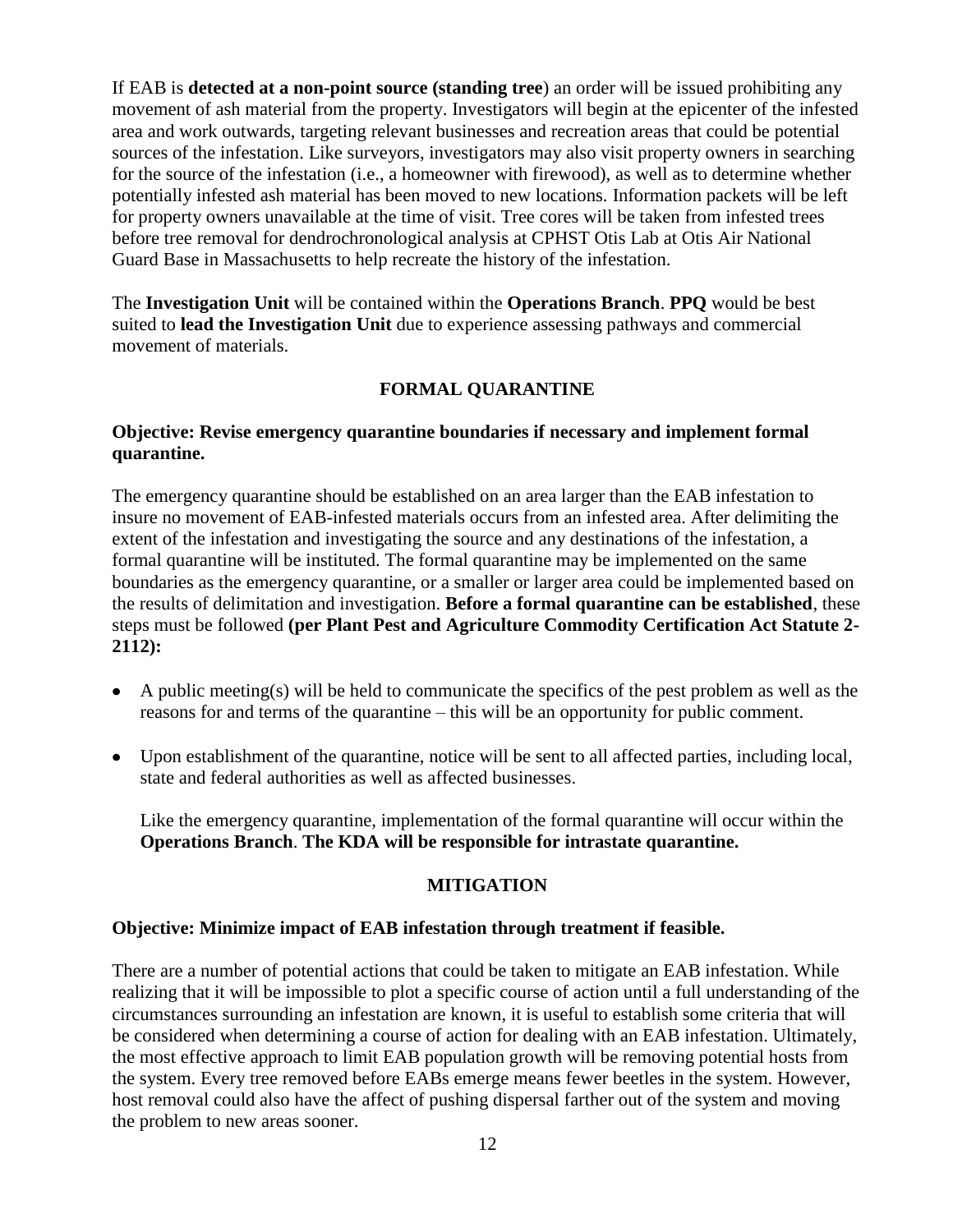If EAB is **detected at a non-point source (standing tree**) an order will be issued prohibiting any movement of ash material from the property. Investigators will begin at the epicenter of the infested area and work outwards, targeting relevant businesses and recreation areas that could be potential sources of the infestation. Like surveyors, investigators may also visit property owners in searching for the source of the infestation (i.e., a homeowner with firewood), as well as to determine whether potentially infested ash material has been moved to new locations. Information packets will be left for property owners unavailable at the time of visit. Tree cores will be taken from infested trees before tree removal for dendrochronological analysis at CPHST Otis Lab at Otis Air National Guard Base in Massachusetts to help recreate the history of the infestation.

The **Investigation Unit** will be contained within the **Operations Branch**. **PPQ** would be best suited to **lead the Investigation Unit** due to experience assessing pathways and commercial movement of materials.

## FORMAL QUARANTINE

**Objective: Revise emergency quarantine boundaries if necessary and implement formal quarantine.**

The emergency quarantine should be established on an area larger than the EAB infestation to insure no movement of EAB-infested materials occurs from an infested area. After delimiting the extent of the infestation and investigating the source and any destinations of the infestation, a formal quarantine will be instituted. The formal quarantine may be implemented on the same boundaries as the emergency quarantine, or a smaller or larger area could be implemented based on the results of delimitation and investigation. **Before a formal quarantine can be established**, these steps must be followed **(per Plant Pest and Agriculture Commodity Certification Act Statute 2-2112):**

- A public meeting(s) will be held to communicate the specifics of the pest problem as well as the reasons for and terms of the quarantine – this will be an opportunity for public comment.
- Upon establishment of the quarantine, notice will be sent to all affected parties, including local, state and federal authorities as well as affected businesses.

  Like the emergency quarantine, implementation of the formal quarantine will occur within the **Operations Branch**. **The KDA will be responsible for intrastate quarantine.**

## MITIGATION

**Objective: Minimize impact of EAB infestation through treatment if feasible.**

There are a number of potential actions that could be taken to mitigate an EAB infestation. While realizing that it will be impossible to plot a specific course of action until a full understanding of the circumstances surrounding an infestation are known, it is useful to establish some criteria that will be considered when determining a course of action for dealing with an EAB infestation. Ultimately, the most effective approach to limit EAB population growth will be removing potential hosts from the system. Every tree removed before EABs emerge means fewer beetles in the system. However, host removal could also have the affect of pushing dispersal farther out of the system and moving the problem to new areas sooner.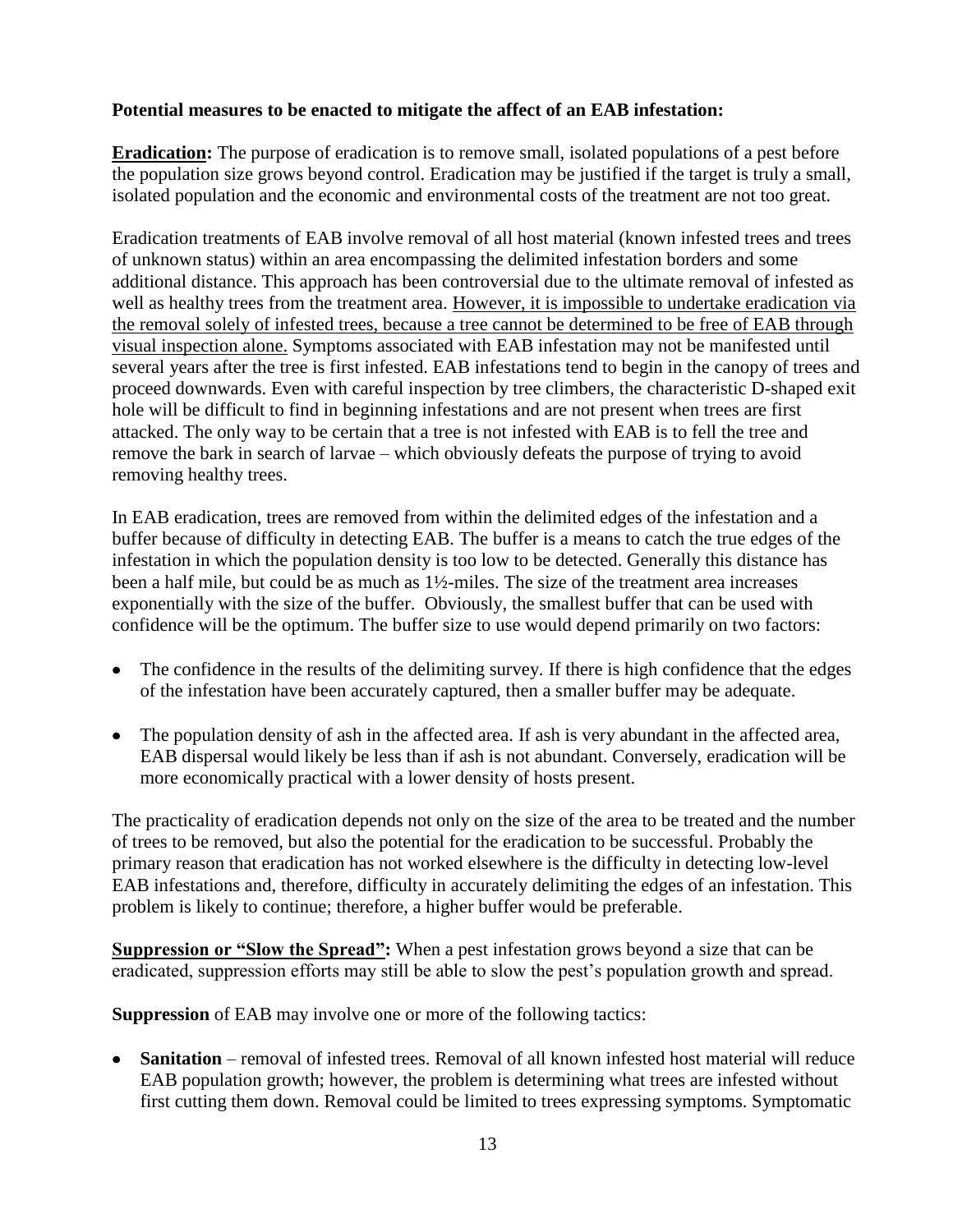**Potential measures to be enacted to mitigate the affect of an EAB infestation:**

**<u>Eradication</u>:** The purpose of eradication is to remove small, isolated populations of a pest before the population size grows beyond control. Eradication may be justified if the target is truly a small, isolated population and the economic and environmental costs of the treatment are not too great.

Eradication treatments of EAB involve removal of all host material (known infested trees and trees of unknown status) within an area encompassing the delimited infestation borders and some additional distance. This approach has been controversial due to the ultimate removal of infested as well as healthy trees from the treatment area. <u>However, it is impossible to undertake eradication via the removal solely of infested trees, because a tree cannot be determined to be free of EAB through visual inspection alone.</u> Symptoms associated with EAB infestation may not be manifested until several years after the tree is first infested. EAB infestations tend to begin in the canopy of trees and proceed downwards. Even with careful inspection by tree climbers, the characteristic D-shaped exit hole will be difficult to find in beginning infestations and are not present when trees are first attacked. The only way to be certain that a tree is not infested with EAB is to fell the tree and remove the bark in search of larvae – which obviously defeats the purpose of trying to avoid removing healthy trees.

In EAB eradication, trees are removed from within the delimited edges of the infestation and a buffer because of difficulty in detecting EAB. The buffer is a means to catch the true edges of the infestation in which the population density is too low to be detected. Generally this distance has been a half mile, but could be as much as 1½-miles. The size of the treatment area increases exponentially with the size of the buffer. Obviously, the smallest buffer that can be used with confidence will be the optimum. The buffer size to use would depend primarily on two factors:

- The confidence in the results of the delimiting survey. If there is high confidence that the edges of the infestation have been accurately captured, then a smaller buffer may be adequate.
- The population density of ash in the affected area. If ash is very abundant in the affected area, EAB dispersal would likely be less than if ash is not abundant. Conversely, eradication will be more economically practical with a lower density of hosts present.

The practicality of eradication depends not only on the size of the area to be treated and the number of trees to be removed, but also the potential for the eradication to be successful. Probably the primary reason that eradication has not worked elsewhere is the difficulty in detecting low-level EAB infestations and, therefore, difficulty in accurately delimiting the edges of an infestation. This problem is likely to continue; therefore, a higher buffer would be preferable.

**<u>Suppression or "Slow the Spread"</u>:** When a pest infestation grows beyond a size that can be eradicated, suppression efforts may still be able to slow the pest's population growth and spread.

**Suppression** of EAB may involve one or more of the following tactics:

- **Sanitation** – removal of infested trees. Removal of all known infested host material will reduce EAB population growth; however, the problem is determining what trees are infested without first cutting them down. Removal could be limited to trees expressing symptoms. Symptomatic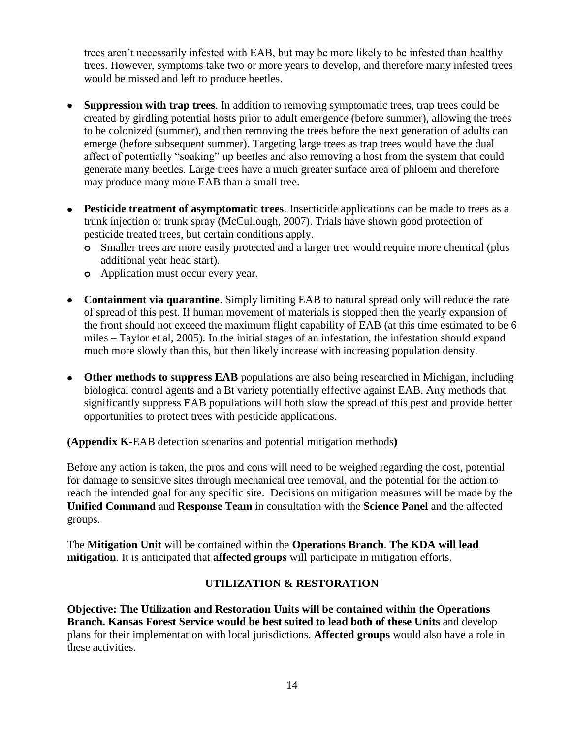trees aren't necessarily infested with EAB, but may be more likely to be infested than healthy trees. However, symptoms take two or more years to develop, and therefore many infested trees would be missed and left to produce beetles.

- **Suppression with trap trees**. In addition to removing symptomatic trees, trap trees could be created by girdling potential hosts prior to adult emergence (before summer), allowing the trees to be colonized (summer), and then removing the trees before the next generation of adults can emerge (before subsequent summer). Targeting large trees as trap trees would have the dual affect of potentially "soaking" up beetles and also removing a host from the system that could generate many beetles. Large trees have a much greater surface area of phloem and therefore may produce many more EAB than a small tree.

- **Pesticide treatment of asymptomatic trees**. Insecticide applications can be made to trees as a trunk injection or trunk spray (McCullough, 2007). Trials have shown good protection of pesticide treated trees, but certain conditions apply.
  - Smaller trees are more easily protected and a larger tree would require more chemical (plus additional year head start).
  - Application must occur every year.

- **Containment via quarantine**. Simply limiting EAB to natural spread only will reduce the rate of spread of this pest. If human movement of materials is stopped then the yearly expansion of the front should not exceed the maximum flight capability of EAB (at this time estimated to be 6 miles – Taylor et al, 2005). In the initial stages of an infestation, the infestation should expand much more slowly than this, but then likely increase with increasing population density.

- **Other methods to suppress EAB** populations are also being researched in Michigan, including biological control agents and a Bt variety potentially effective against EAB. Any methods that significantly suppress EAB populations will both slow the spread of this pest and provide better opportunities to protect trees with pesticide applications.

**(Appendix K-**EAB detection scenarios and potential mitigation methods**)**

Before any action is taken, the pros and cons will need to be weighed regarding the cost, potential for damage to sensitive sites through mechanical tree removal, and the potential for the action to reach the intended goal for any specific site. Decisions on mitigation measures will be made by the **Unified Command** and **Response Team** in consultation with the **Science Panel** and the affected groups.

The **Mitigation Unit** will be contained within the **Operations Branch**. **The KDA will lead mitigation**. It is anticipated that **affected groups** will participate in mitigation efforts.

## UTILIZATION & RESTORATION

**Objective: The Utilization and Restoration Units will be contained within the Operations Branch. Kansas Forest Service would be best suited to lead both of these Units** and develop plans for their implementation with local jurisdictions. **Affected groups** would also have a role in these activities.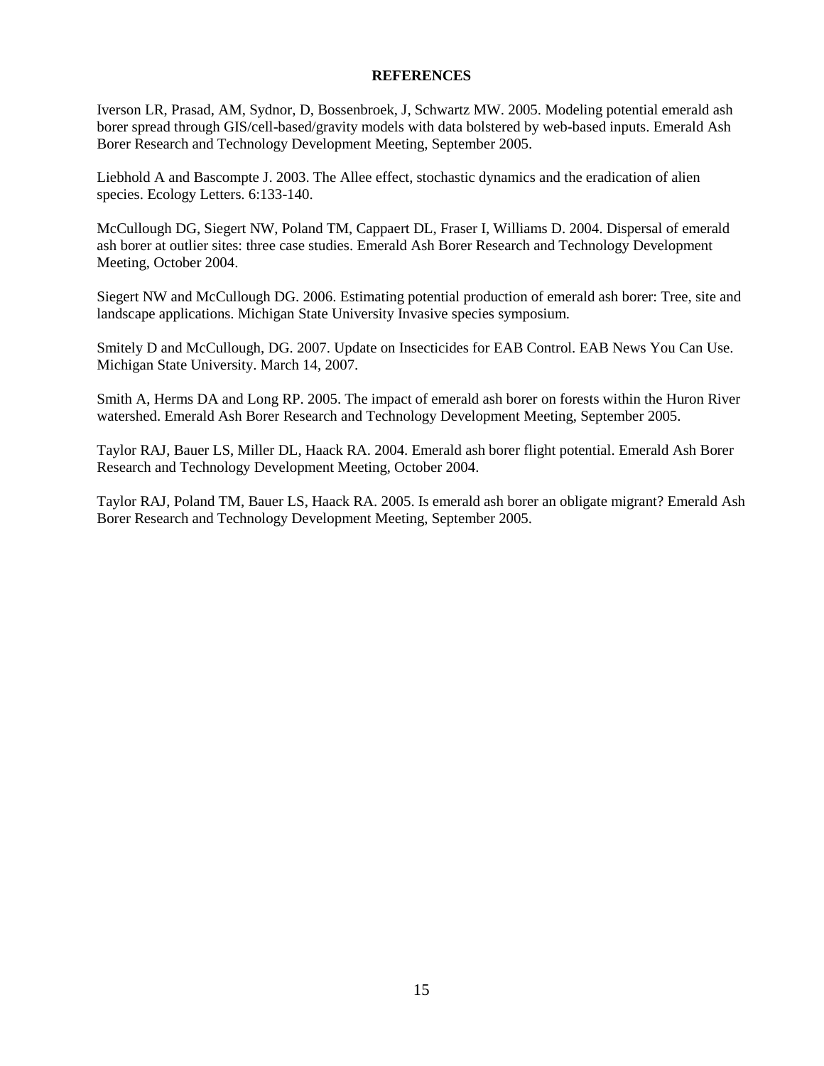## REFERENCES

Iverson LR, Prasad, AM, Sydnor, D, Bossenbroek, J, Schwartz MW. 2005. Modeling potential emerald ash borer spread through GIS/cell-based/gravity models with data bolstered by web-based inputs. Emerald Ash Borer Research and Technology Development Meeting, September 2005.

Liebhold A and Bascompte J. 2003. The Allee effect, stochastic dynamics and the eradication of alien species. Ecology Letters. 6:133-140.

McCullough DG, Siegert NW, Poland TM, Cappaert DL, Fraser I, Williams D. 2004. Dispersal of emerald ash borer at outlier sites: three case studies. Emerald Ash Borer Research and Technology Development Meeting, October 2004.

Siegert NW and McCullough DG. 2006. Estimating potential production of emerald ash borer: Tree, site and landscape applications. Michigan State University Invasive species symposium.

Smitely D and McCullough, DG. 2007. Update on Insecticides for EAB Control. EAB News You Can Use. Michigan State University. March 14, 2007.

Smith A, Herms DA and Long RP. 2005. The impact of emerald ash borer on forests within the Huron River watershed. Emerald Ash Borer Research and Technology Development Meeting, September 2005.

Taylor RAJ, Bauer LS, Miller DL, Haack RA. 2004. Emerald ash borer flight potential. Emerald Ash Borer Research and Technology Development Meeting, October 2004.

Taylor RAJ, Poland TM, Bauer LS, Haack RA. 2005. Is emerald ash borer an obligate migrant? Emerald Ash Borer Research and Technology Development Meeting, September 2005.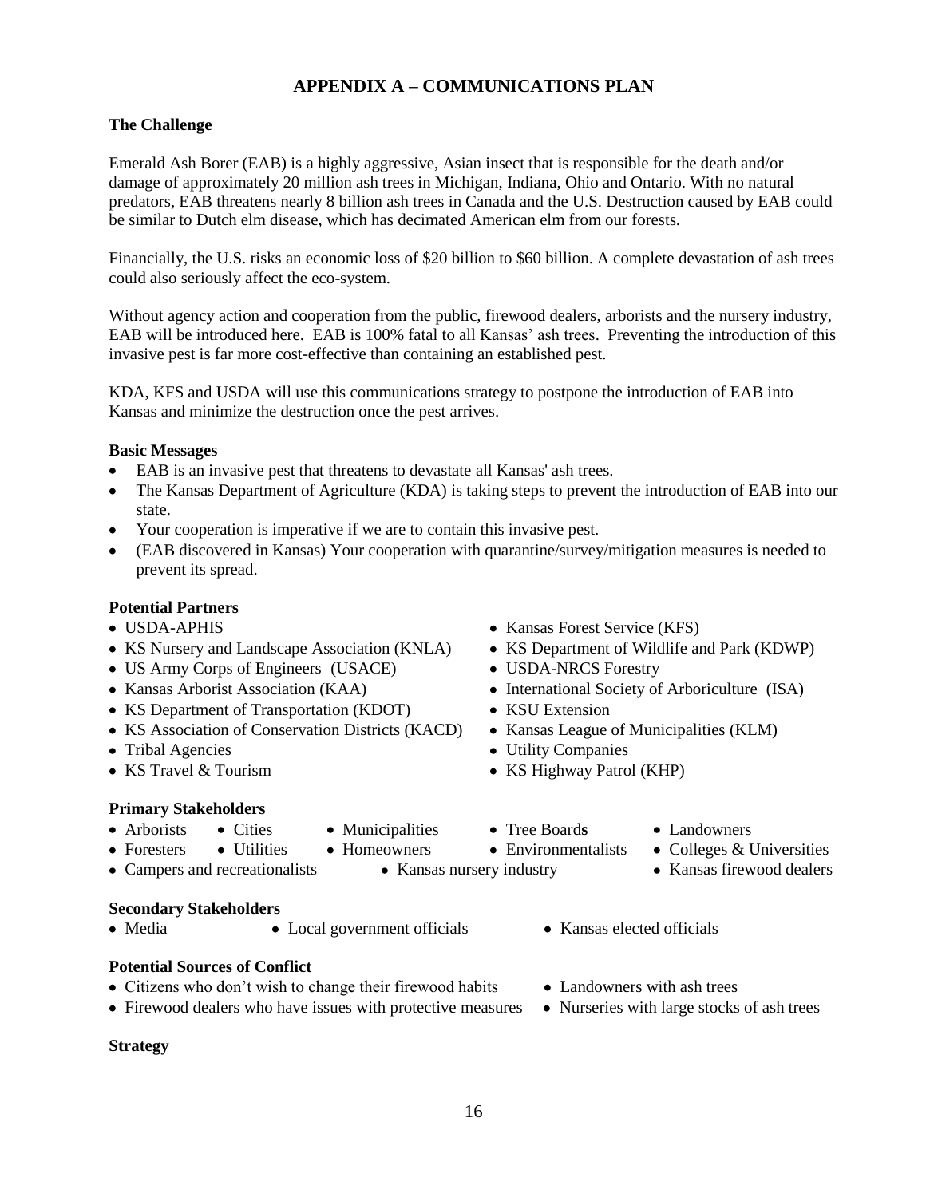## APPENDIX A – COMMUNICATIONS PLAN

**The Challenge**

Emerald Ash Borer (EAB) is a highly aggressive, Asian insect that is responsible for the death and/or damage of approximately 20 million ash trees in Michigan, Indiana, Ohio and Ontario. With no natural predators, EAB threatens nearly 8 billion ash trees in Canada and the U.S. Destruction caused by EAB could be similar to Dutch elm disease, which has decimated American elm from our forests.

Financially, the U.S. risks an economic loss of $20 billion to $60 billion. A complete devastation of ash trees could also seriously affect the eco-system.

Without agency action and cooperation from the public, firewood dealers, arborists and the nursery industry, EAB will be introduced here. EAB is 100% fatal to all Kansas' ash trees. Preventing the introduction of this invasive pest is far more cost-effective than containing an established pest.

KDA, KFS and USDA will use this communications strategy to postpone the introduction of EAB into Kansas and minimize the destruction once the pest arrives.

**Basic Messages**

- EAB is an invasive pest that threatens to devastate all Kansas' ash trees.
- The Kansas Department of Agriculture (KDA) is taking steps to prevent the introduction of EAB into our state.
- Your cooperation is imperative if we are to contain this invasive pest.
- (EAB discovered in Kansas) Your cooperation with quarantine/survey/mitigation measures is needed to prevent its spread.

**Potential Partners**

- USDA-APHIS
- Kansas Forest Service (KFS)
- KS Nursery and Landscape Association (KNLA)
- KS Department of Wildlife and Park (KDWP)
- US Army Corps of Engineers (USACE)
- USDA-NRCS Forestry
- Kansas Arborist Association (KAA)
- International Society of Arboriculture (ISA)
- KS Department of Transportation (KDOT)
- KSU Extension
- KS Association of Conservation Districts (KACD)
- Kansas League of Municipalities (KLM)
- Tribal Agencies
- Utility Companies
- KS Travel & Tourism
- KS Highway Patrol (KHP)

**Primary Stakeholders**

- Arborists
- Cities
- Municipalities
- Tree Boards
- Landowners
- Foresters
- Utilities
- Homeowners
- Environmentalists
- Colleges & Universities
- Campers and recreationalists
- Kansas nursery industry
- Kansas firewood dealers

**Secondary Stakeholders**

- Media
- Local government officials
- Kansas elected officials

**Potential Sources of Conflict**

- Citizens who don't wish to change their firewood habits
- Landowners with ash trees
- Firewood dealers who have issues with protective measures
- Nurseries with large stocks of ash trees

**Strategy**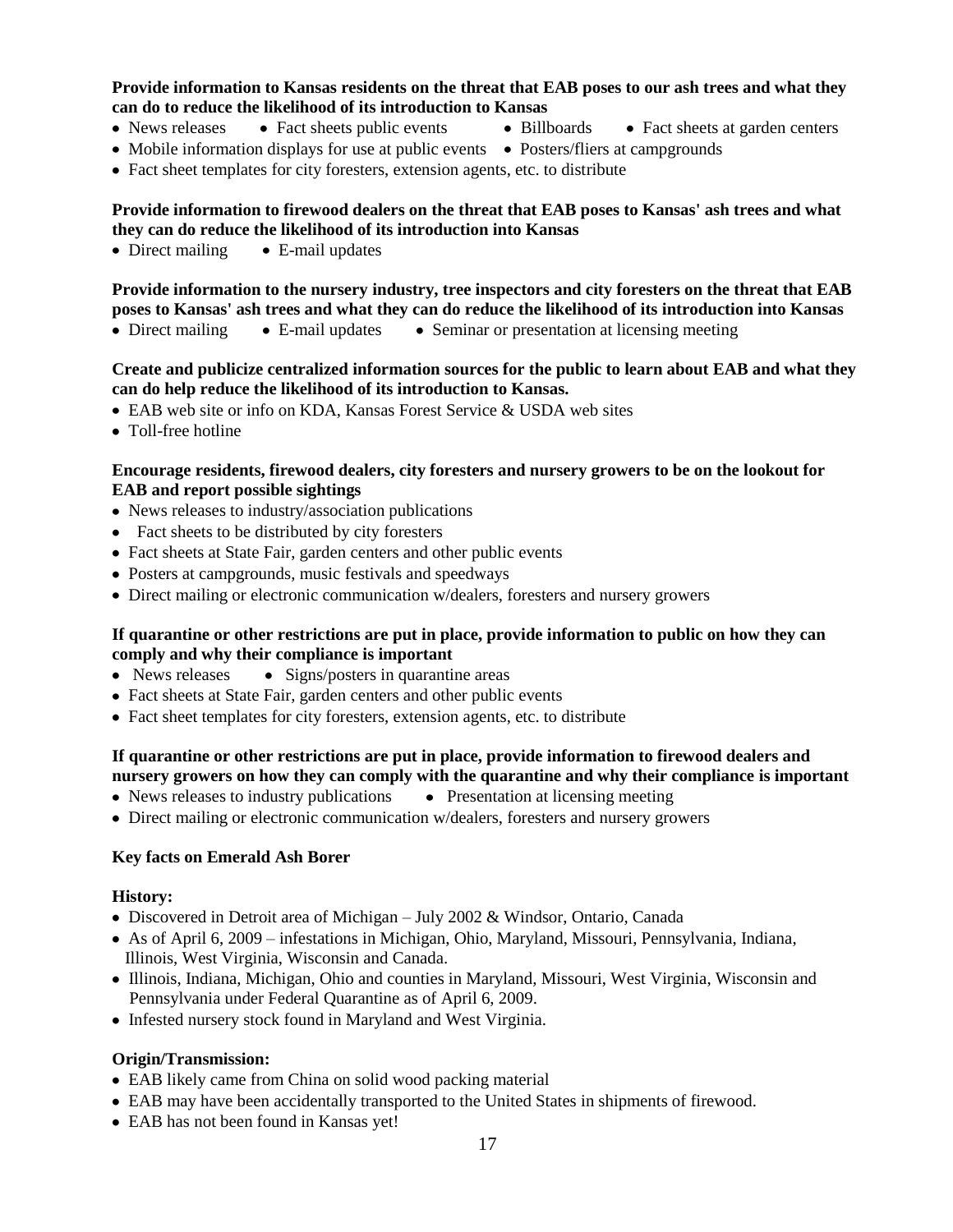**Provide information to Kansas residents on the threat that EAB poses to our ash trees and what they can do to reduce the likelihood of its introduction to Kansas**

- News releases
- Fact sheets public events
- Billboards
- Fact sheets at garden centers
- Mobile information displays for use at public events
- Posters/fliers at campgrounds
- Fact sheet templates for city foresters, extension agents, etc. to distribute

**Provide information to firewood dealers on the threat that EAB poses to Kansas' ash trees and what they can do reduce the likelihood of its introduction into Kansas**

- Direct mailing
- E-mail updates

**Provide information to the nursery industry, tree inspectors and city foresters on the threat that EAB poses to Kansas' ash trees and what they can do reduce the likelihood of its introduction into Kansas**

- Direct mailing
- E-mail updates
- Seminar or presentation at licensing meeting

**Create and publicize centralized information sources for the public to learn about EAB and what they can do help reduce the likelihood of its introduction to Kansas.**

- EAB web site or info on KDA, Kansas Forest Service & USDA web sites
- Toll-free hotline

**Encourage residents, firewood dealers, city foresters and nursery growers to be on the lookout for EAB and report possible sightings**

- News releases to industry/association publications
- Fact sheets to be distributed by city foresters
- Fact sheets at State Fair, garden centers and other public events
- Posters at campgrounds, music festivals and speedways
- Direct mailing or electronic communication w/dealers, foresters and nursery growers

**If quarantine or other restrictions are put in place, provide information to public on how they can comply and why their compliance is important**

- News releases
- Signs/posters in quarantine areas
- Fact sheets at State Fair, garden centers and other public events
- Fact sheet templates for city foresters, extension agents, etc. to distribute

**If quarantine or other restrictions are put in place, provide information to firewood dealers and nursery growers on how they can comply with the quarantine and why their compliance is important**

- News releases to industry publications
- Presentation at licensing meeting
- Direct mailing or electronic communication w/dealers, foresters and nursery growers

**Key facts on Emerald Ash Borer**

**History:**

- Discovered in Detroit area of Michigan – July 2002 & Windsor, Ontario, Canada
- As of April 6, 2009 – infestations in Michigan, Ohio, Maryland, Missouri, Pennsylvania, Indiana, Illinois, West Virginia, Wisconsin and Canada.
- Illinois, Indiana, Michigan, Ohio and counties in Maryland, Missouri, West Virginia, Wisconsin and Pennsylvania under Federal Quarantine as of April 6, 2009.
- Infested nursery stock found in Maryland and West Virginia.

**Origin/Transmission:**

- EAB likely came from China on solid wood packing material
- EAB may have been accidentally transported to the United States in shipments of firewood.
- EAB has not been found in Kansas yet!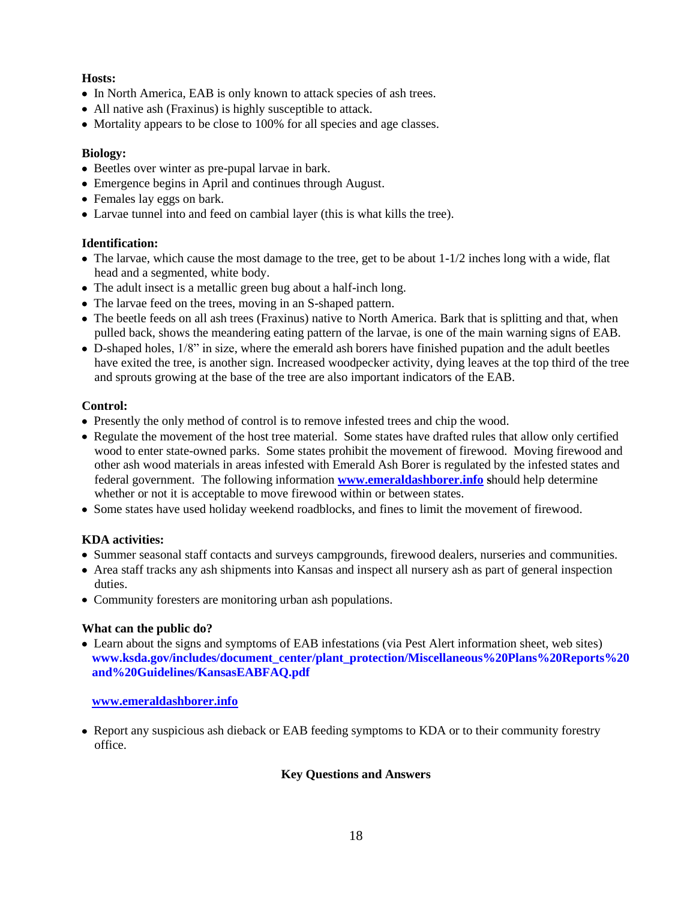**Hosts:**

- In North America, EAB is only known to attack species of ash trees.
- All native ash (Fraxinus) is highly susceptible to attack.
- Mortality appears to be close to 100% for all species and age classes.

**Biology:**

- Beetles over winter as pre-pupal larvae in bark.
- Emergence begins in April and continues through August.
- Females lay eggs on bark.
- Larvae tunnel into and feed on cambial layer (this is what kills the tree).

**Identification:**

- The larvae, which cause the most damage to the tree, get to be about 1-1/2 inches long with a wide, flat head and a segmented, white body.
- The adult insect is a metallic green bug about a half-inch long.
- The larvae feed on the trees, moving in an S-shaped pattern.
- The beetle feeds on all ash trees (Fraxinus) native to North America. Bark that is splitting and that, when pulled back, shows the meandering eating pattern of the larvae, is one of the main warning signs of EAB.
- D-shaped holes, 1/8" in size, where the emerald ash borers have finished pupation and the adult beetles have exited the tree, is another sign. Increased woodpecker activity, dying leaves at the top third of the tree and sprouts growing at the base of the tree are also important indicators of the EAB.

**Control:**

- Presently the only method of control is to remove infested trees and chip the wood.
- Regulate the movement of the host tree material. Some states have drafted rules that allow only certified wood to enter state-owned parks. Some states prohibit the movement of firewood. Moving firewood and other ash wood materials in areas infested with Emerald Ash Borer is regulated by the infested states and federal government. The following information **www.emeraldashborer.info** should help determine whether or not it is acceptable to move firewood within or between states.
- Some states have used holiday weekend roadblocks, and fines to limit the movement of firewood.

**KDA activities:**

- Summer seasonal staff contacts and surveys campgrounds, firewood dealers, nurseries and communities.
- Area staff tracks any ash shipments into Kansas and inspect all nursery ash as part of general inspection duties.
- Community foresters are monitoring urban ash populations.

**What can the public do?**

- Learn about the signs and symptoms of EAB infestations (via Pest Alert information sheet, web sites) **www.ksda.gov/includes/document_center/plant_protection/Miscellaneous%20Plans%20Reports%20and%20Guidelines/KansasEABFAQ.pdf**

  **www.emeraldashborer.info**

- Report any suspicious ash dieback or EAB feeding symptoms to KDA or to their community forestry office.

**Key Questions and Answers**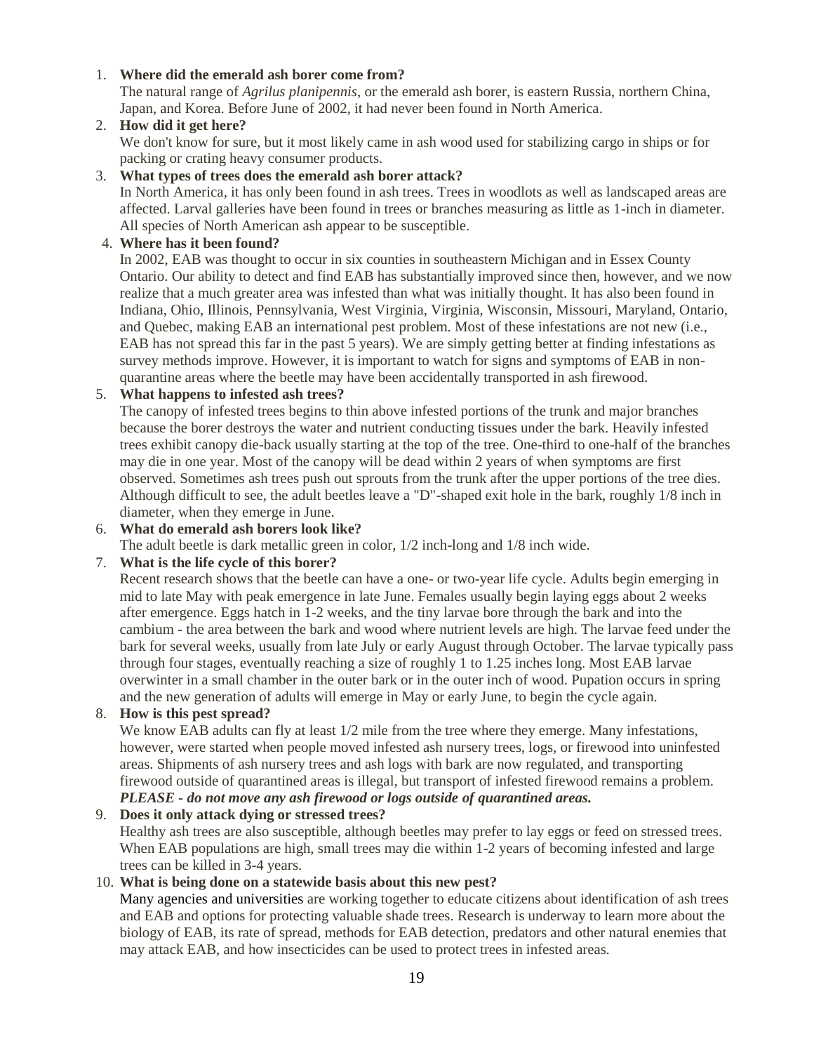1. **Where did the emerald ash borer come from?**
   The natural range of *Agrilus planipennis*, or the emerald ash borer, is eastern Russia, northern China, Japan, and Korea. Before June of 2002, it had never been found in North America.
2. **How did it get here?**
   We don't know for sure, but it most likely came in ash wood used for stabilizing cargo in ships or for packing or crating heavy consumer products.
3. **What types of trees does the emerald ash borer attack?**
   In North America, it has only been found in ash trees. Trees in woodlots as well as landscaped areas are affected. Larval galleries have been found in trees or branches measuring as little as 1-inch in diameter. All species of North American ash appear to be susceptible.
4. **Where has it been found?**
   In 2002, EAB was thought to occur in six counties in southeastern Michigan and in Essex County Ontario. Our ability to detect and find EAB has substantially improved since then, however, and we now realize that a much greater area was infested than what was initially thought. It has also been found in Indiana, Ohio, Illinois, Pennsylvania, West Virginia, Virginia, Wisconsin, Missouri, Maryland, Ontario, and Quebec, making EAB an international pest problem. Most of these infestations are not new (i.e., EAB has not spread this far in the past 5 years). We are simply getting better at finding infestations as survey methods improve. However, it is important to watch for signs and symptoms of EAB in non-quarantine areas where the beetle may have been accidentally transported in ash firewood.
5. **What happens to infested ash trees?**
   The canopy of infested trees begins to thin above infested portions of the trunk and major branches because the borer destroys the water and nutrient conducting tissues under the bark. Heavily infested trees exhibit canopy die-back usually starting at the top of the tree. One-third to one-half of the branches may die in one year. Most of the canopy will be dead within 2 years of when symptoms are first observed. Sometimes ash trees push out sprouts from the trunk after the upper portions of the tree dies. Although difficult to see, the adult beetles leave a "D"-shaped exit hole in the bark, roughly 1/8 inch in diameter, when they emerge in June.
6. **What do emerald ash borers look like?**
   The adult beetle is dark metallic green in color, 1/2 inch-long and 1/8 inch wide.
7. **What is the life cycle of this borer?**
   Recent research shows that the beetle can have a one- or two-year life cycle. Adults begin emerging in mid to late May with peak emergence in late June. Females usually begin laying eggs about 2 weeks after emergence. Eggs hatch in 1-2 weeks, and the tiny larvae bore through the bark and into the cambium - the area between the bark and wood where nutrient levels are high. The larvae feed under the bark for several weeks, usually from late July or early August through October. The larvae typically pass through four stages, eventually reaching a size of roughly 1 to 1.25 inches long. Most EAB larvae overwinter in a small chamber in the outer bark or in the outer inch of wood. Pupation occurs in spring and the new generation of adults will emerge in May or early June, to begin the cycle again.
8. **How is this pest spread?**
   We know EAB adults can fly at least 1/2 mile from the tree where they emerge. Many infestations, however, were started when people moved infested ash nursery trees, logs, or firewood into uninfested areas. Shipments of ash nursery trees and ash logs with bark are now regulated, and transporting firewood outside of quarantined areas is illegal, but transport of infested firewood remains a problem.
   ***PLEASE - do not move any ash firewood or logs outside of quarantined areas.***
9. **Does it only attack dying or stressed trees?**
   Healthy ash trees are also susceptible, although beetles may prefer to lay eggs or feed on stressed trees. When EAB populations are high, small trees may die within 1-2 years of becoming infested and large trees can be killed in 3-4 years.
10. **What is being done on a statewide basis about this new pest?**
    Many agencies and universities are working together to educate citizens about identification of ash trees and EAB and options for protecting valuable shade trees. Research is underway to learn more about the biology of EAB, its rate of spread, methods for EAB detection, predators and other natural enemies that may attack EAB, and how insecticides can be used to protect trees in infested areas.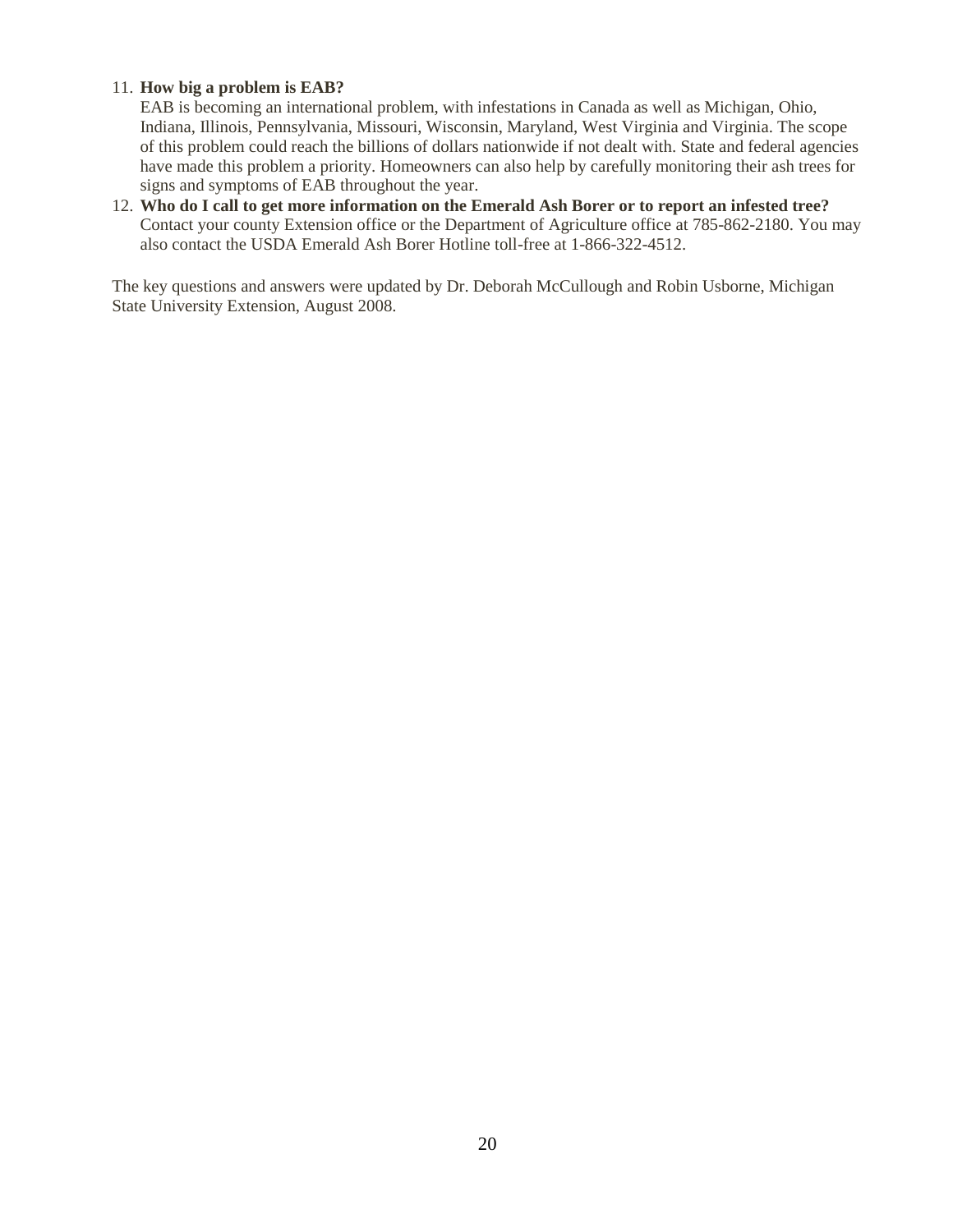11. **How big a problem is EAB?**
    EAB is becoming an international problem, with infestations in Canada as well as Michigan, Ohio, Indiana, Illinois, Pennsylvania, Missouri, Wisconsin, Maryland, West Virginia and Virginia. The scope of this problem could reach the billions of dollars nationwide if not dealt with. State and federal agencies have made this problem a priority. Homeowners can also help by carefully monitoring their ash trees for signs and symptoms of EAB throughout the year.
12. **Who do I call to get more information on the Emerald Ash Borer or to report an infested tree?**
    Contact your county Extension office or the Department of Agriculture office at 785-862-2180. You may also contact the USDA Emerald Ash Borer Hotline toll-free at 1-866-322-4512.

The key questions and answers were updated by Dr. Deborah McCullough and Robin Usborne, Michigan State University Extension, August 2008.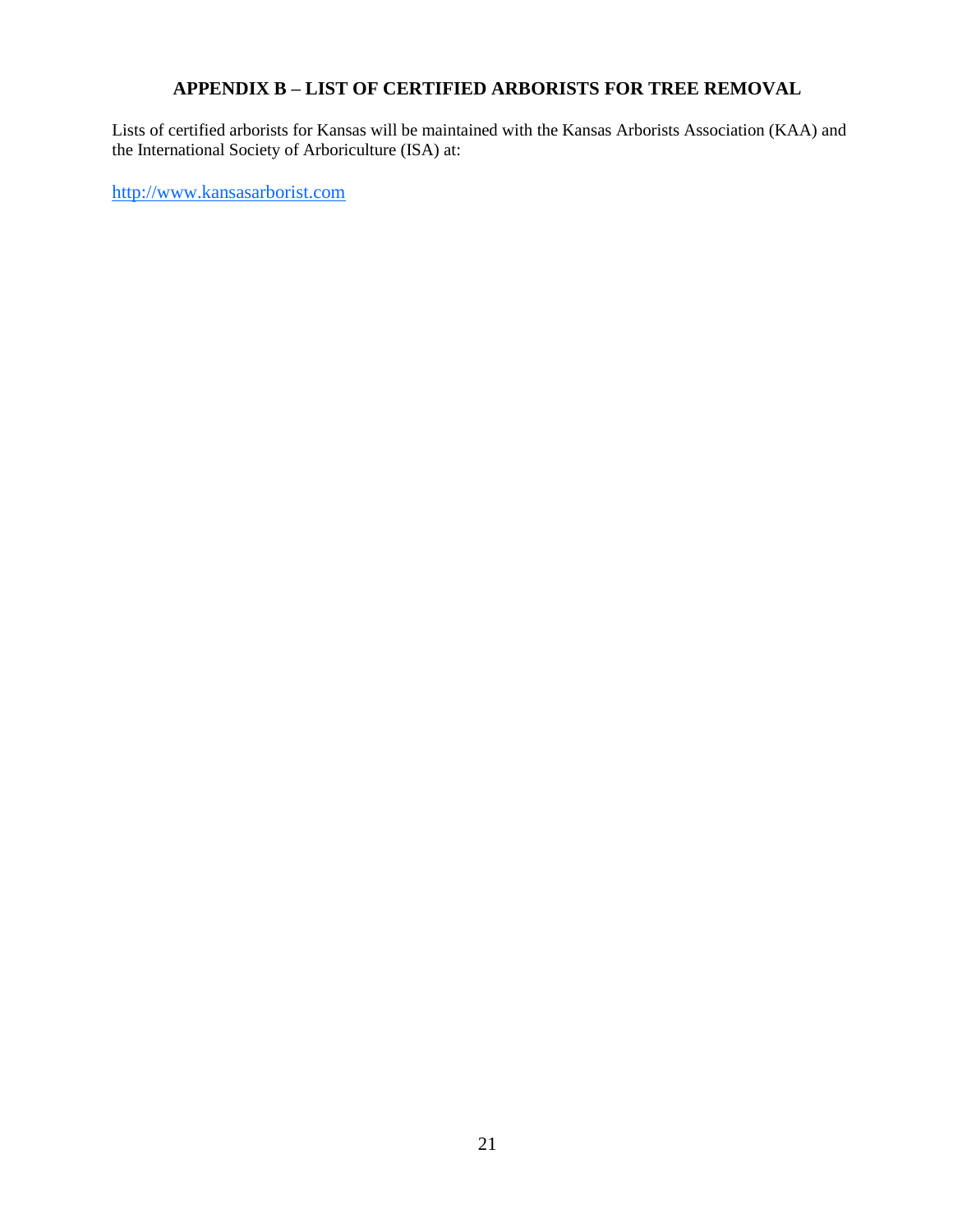## APPENDIX B – LIST OF CERTIFIED ARBORISTS FOR TREE REMOVAL

Lists of certified arborists for Kansas will be maintained with the Kansas Arborists Association (KAA) and the International Society of Arboriculture (ISA) at:

http://www.kansasarborist.com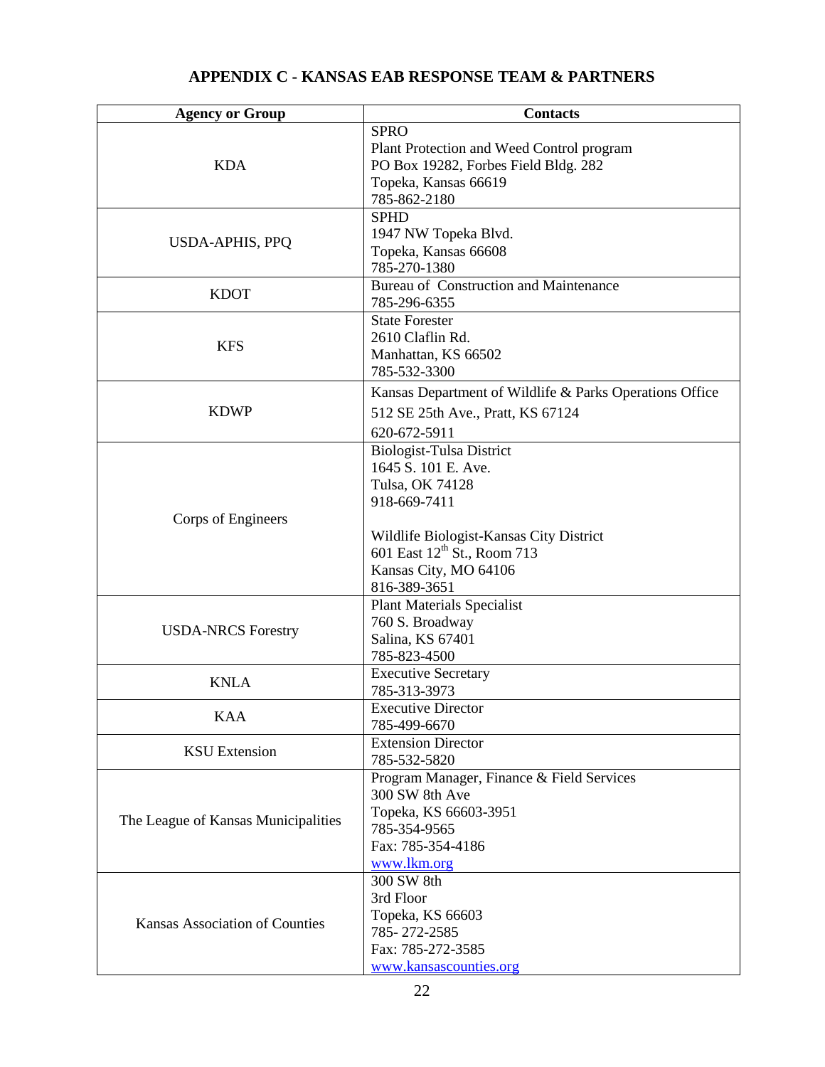# APPENDIX C - KANSAS EAB RESPONSE TEAM & PARTNERS

| Agency or Group | Contacts |
|---|---|
| KDA | SPRO<br>Plant Protection and Weed Control program<br>PO Box 19282, Forbes Field Bldg. 282<br>Topeka, Kansas 66619<br>785-862-2180 |
| USDA-APHIS, PPQ | SPHD<br>1947 NW Topeka Blvd.<br>Topeka, Kansas 66608<br>785-270-1380 |
| KDOT | Bureau of Construction and Maintenance<br>785-296-6355 |
| KFS | State Forester<br>2610 Claflin Rd.<br>Manhattan, KS 66502<br>785-532-3300 |
| KDWP | Kansas Department of Wildlife & Parks Operations Office<br>512 SE 25th Ave., Pratt, KS 67124<br>620-672-5911 |
| Corps of Engineers | Biologist-Tulsa District<br>1645 S. 101 E. Ave.<br>Tulsa, OK 74128<br>918-669-7411<br><br>Wildlife Biologist-Kansas City District<br>601 East 12th St., Room 713<br>Kansas City, MO 64106<br>816-389-3651 |
| USDA-NRCS Forestry | Plant Materials Specialist<br>760 S. Broadway<br>Salina, KS 67401<br>785-823-4500 |
| KNLA | Executive Secretary<br>785-313-3973 |
| KAA | Executive Director<br>785-499-6670 |
| KSU Extension | Extension Director<br>785-532-5820 |
| The League of Kansas Municipalities | Program Manager, Finance & Field Services<br>300 SW 8th Ave<br>Topeka, KS 66603-3951<br>785-354-9565<br>Fax: 785-354-4186<br>www.lkm.org |
| Kansas Association of Counties | 300 SW 8th<br>3rd Floor<br>Topeka, KS 66603<br>785- 272-2585<br>Fax: 785-272-3585<br>www.kansascounties.org |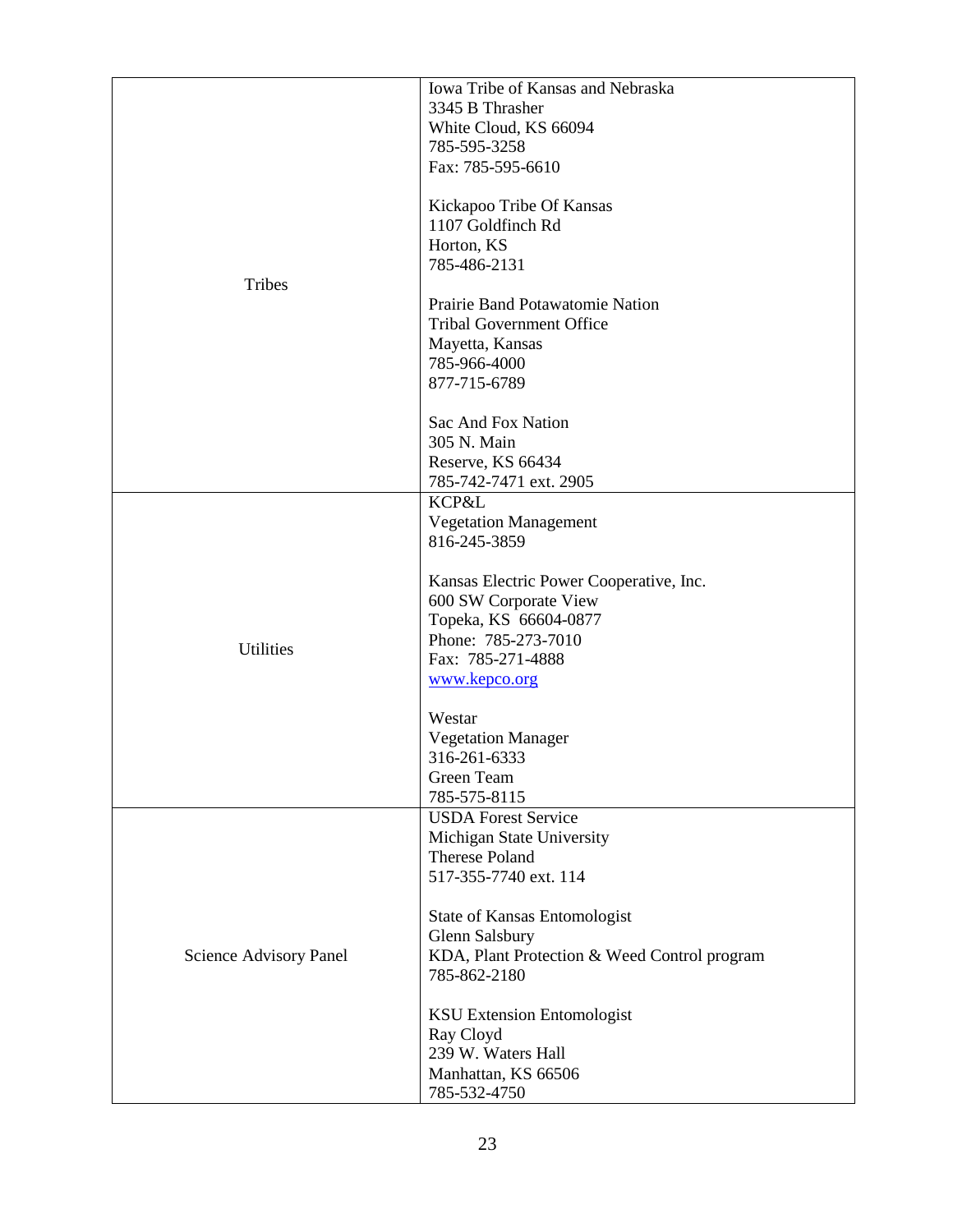| | |
|---|---|
| Tribes | Iowa Tribe of Kansas and Nebraska<br>3345 B Thrasher<br>White Cloud, KS 66094<br>785-595-3258<br>Fax: 785-595-6610<br><br>Kickapoo Tribe Of Kansas<br>1107 Goldfinch Rd<br>Horton, KS<br>785-486-2131<br><br>Prairie Band Potawatomie Nation<br>Tribal Government Office<br>Mayetta, Kansas<br>785-966-4000<br>877-715-6789<br><br>Sac And Fox Nation<br>305 N. Main<br>Reserve, KS 66434<br>785-742-7471 ext. 2905 |
| Utilities | KCP&L<br>Vegetation Management<br>816-245-3859<br><br>Kansas Electric Power Cooperative, Inc.<br>600 SW Corporate View<br>Topeka, KS 66604-0877<br>Phone: 785-273-7010<br>Fax: 785-271-4888<br>www.kepco.org<br><br>Westar<br>Vegetation Manager<br>316-261-6333<br>Green Team<br>785-575-8115 |
| Science Advisory Panel | USDA Forest Service<br>Michigan State University<br>Therese Poland<br>517-355-7740 ext. 114<br><br>State of Kansas Entomologist<br>Glenn Salsbury<br>KDA, Plant Protection & Weed Control program<br>785-862-2180<br><br>KSU Extension Entomologist<br>Ray Cloyd<br>239 W. Waters Hall<br>Manhattan, KS 66506<br>785-532-4750 |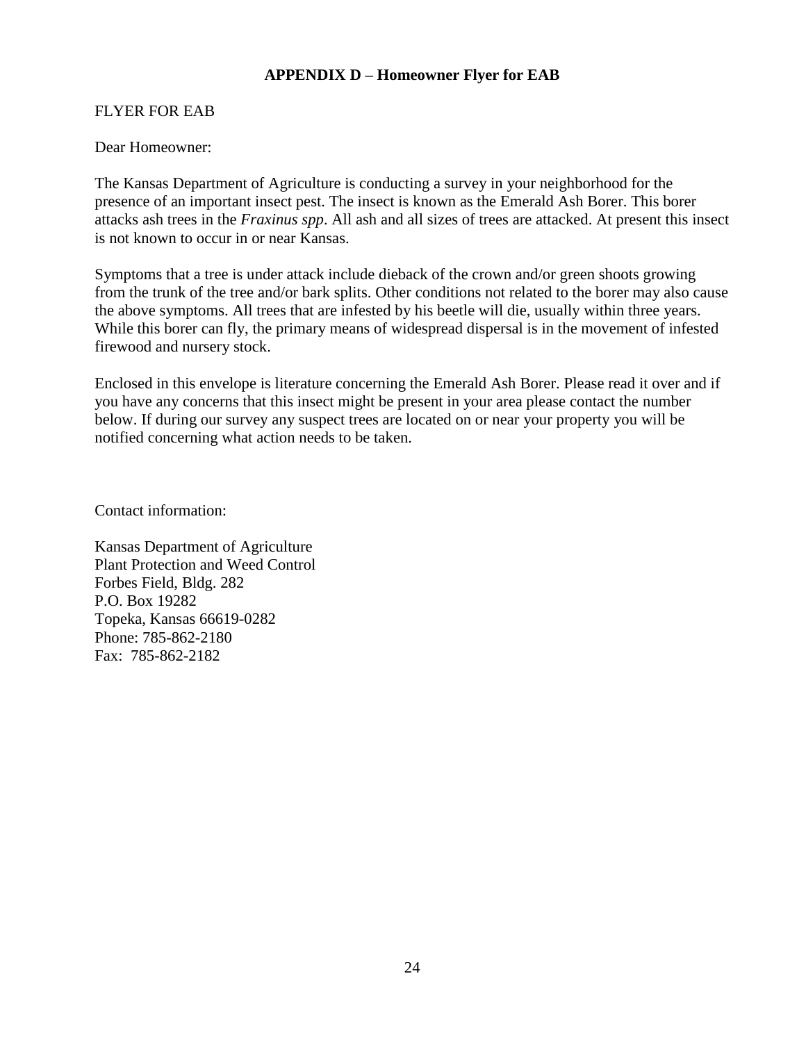## APPENDIX D – Homeowner Flyer for EAB

FLYER FOR EAB

Dear Homeowner:

The Kansas Department of Agriculture is conducting a survey in your neighborhood for the presence of an important insect pest. The insect is known as the Emerald Ash Borer. This borer attacks ash trees in the *Fraxinus spp*. All ash and all sizes of trees are attacked. At present this insect is not known to occur in or near Kansas.

Symptoms that a tree is under attack include dieback of the crown and/or green shoots growing from the trunk of the tree and/or bark splits. Other conditions not related to the borer may also cause the above symptoms. All trees that are infested by his beetle will die, usually within three years. While this borer can fly, the primary means of widespread dispersal is in the movement of infested firewood and nursery stock.

Enclosed in this envelope is literature concerning the Emerald Ash Borer. Please read it over and if you have any concerns that this insect might be present in your area please contact the number below. If during our survey any suspect trees are located on or near your property you will be notified concerning what action needs to be taken.

Contact information:

Kansas Department of Agriculture  
Plant Protection and Weed Control  
Forbes Field, Bldg. 282  
P.O. Box 19282  
Topeka, Kansas 66619-0282  
Phone: 785-862-2180  
Fax: 785-862-2182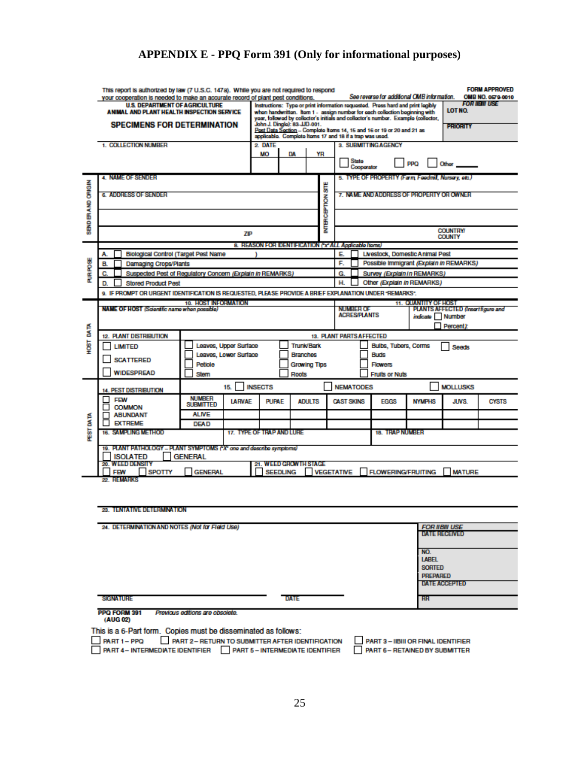# APPENDIX E - PPQ Form 391 (Only for informational purposes)

This report is authorized by law (7 U.S.C. 147a). While you are not required to respond your cooperation is needed to make an accurate record of plant pest conditions.

*See reverse for additional OMB information.*

**FORM APPROVED**
**OMB NO. 0579-0010**

**U.S. DEPARTMENT OF AGRICULTURE**
**ANIMAL AND PLANT HEALTH INSPECTION SERVICE**

## SPECIMENS FOR DETERMINATION

Instructions: Type or print information requested. Press hard and print legibly when handwritten. Item 1 - assign number for each collection beginning with year, followed by collector's initials and collector's number. Example (collector, John J. Dingle): 83-JJD-001.
Pest Data Section – Complete Items 14, 15 and 16 or 19 or 20 and 21 as applicable. Complete Items 17 and 18 if a trap was used.

*FOR IIBII USE*
LOT NO.
PRIORITY

1. COLLECTION NUMBER
2. DATE — MO | DA | YR
3. SUBMITTING AGENCY — ☐ State Cooperator ☐ PPQ ☐ Other ______

**SENDER AND ORIGIN**

4. NAME OF SENDER
5. TYPE OF PROPERTY (Farm, Feedmill, Nursery, etc.)
6. ADDRESS OF SENDER
7. NAME AND ADDRESS OF PROPERTY OR OWNER
ZIP
INTERCEPTION SITE
COUNTRY/COUNTY

**PURPOSE**

8. REASON FOR IDENTIFICATION ("x" ALL Applicable Items)

- A. ☐ Biological Control (Target Pest Name )
- B. ☐ Damaging Crops/Plants
- C. ☐ Suspected Pest of Regulatory Concern *(Explain in REMARKS)*
- D. ☐ Stored Product Pest
- E. ☐ Livestock, Domestic Animal Pest
- F. ☐ Possible Immigrant *(Explain in REMARKS)*
- G. ☐ Survey *(Explain in REMARKS)*
- H. ☐ Other *(Explain in REMARKS)*

9. IF PROMPT OR URGENT IDENTIFICATION IS REQUESTED, PLEASE PROVIDE A BRIEF EXPLANATION UNDER "REMARKS".

**HOST DATA**

10. HOST INFORMATION — NAME OF HOST *(Scientific name when possible)*

11. QUANTITY OF HOST — NUMBER OF ACRES/PLANTS; PLANTS AFFECTED *(Insert figure and indicate ☐ Number ☐ Percent)*:

12. PLANT DISTRIBUTION

- ☐ LIMITED
- ☐ SCATTERED
- ☐ WIDESPREAD

13. PLANT PARTS AFFECTED

- ☐ Leaves, Upper Surface
- ☐ Leaves, Lower Surface
- ☐ Petiole
- ☐ Stem
- ☐ Trunk/Bark
- ☐ Branches
- ☐ Growing Tips
- ☐ Roots
- ☐ Bulbs, Tubers, Corms
- ☐ Buds
- ☐ Flowers
- ☐ Fruits or Nuts
- ☐ Seeds

**PEST DATA**

14. PEST DISTRIBUTION

- ☐ FEW
- ☐ COMMON
- ☐ ABUNDANT
- ☐ EXTREME

15. ☐ INSECTS ☐ NEMATODES ☐ MOLLUSKS

| NUMBER SUBMITTED | LARVAE | PUPAE | ADULTS | CAST SKINS | EGGS | NYMPHS | JUVS. | CYSTS |
|---|---|---|---|---|---|---|---|---|
| ALIVE | | | | | | | | |
| DEAD | | | | | | | | |

16. SAMPLING METHOD
17. TYPE OF TRAP AND LURE
18. TRAP NUMBER

19. PLANT PATHOLOGY – PLANT SYMPTOMS ("X" one and describe symptoms)
☐ ISOLATED ☐ GENERAL

20. WEED DENSITY
☐ FEW ☐ SPOTTY ☐ GENERAL

21. WEED GROWTH STAGE
☐ SEEDLING ☐ VEGETATIVE ☐ FLOWERING/FRUITING ☐ MATURE

22. REMARKS

23. TENTATIVE DETERMINATION

24. DETERMINATION AND NOTES *(Not for Field Use)*

*FOR IIBII USE*
DATE RECEIVED
NO.
LABEL
SORTED
PREPARED
DATE ACCEPTED
RR

SIGNATURE DATE

**PPQ FORM 391** *Previous editions are obsolete.*
**(AUG 02)**

This is a 6-Part form. Copies must be disseminated as follows:

- ☐ PART 1 – PPQ
- ☐ PART 2 – RETURN TO SUBMITTER AFTER IDENTIFICATION
- ☐ PART 3 – IIBIII OR FINAL IDENTIFIER
- ☐ PART 4 – INTERMEDIATE IDENTIFIER
- ☐ PART 5 – INTERMEDIATE IDENTIFIER
- ☐ PART 6 – RETAINED BY SUBMITTER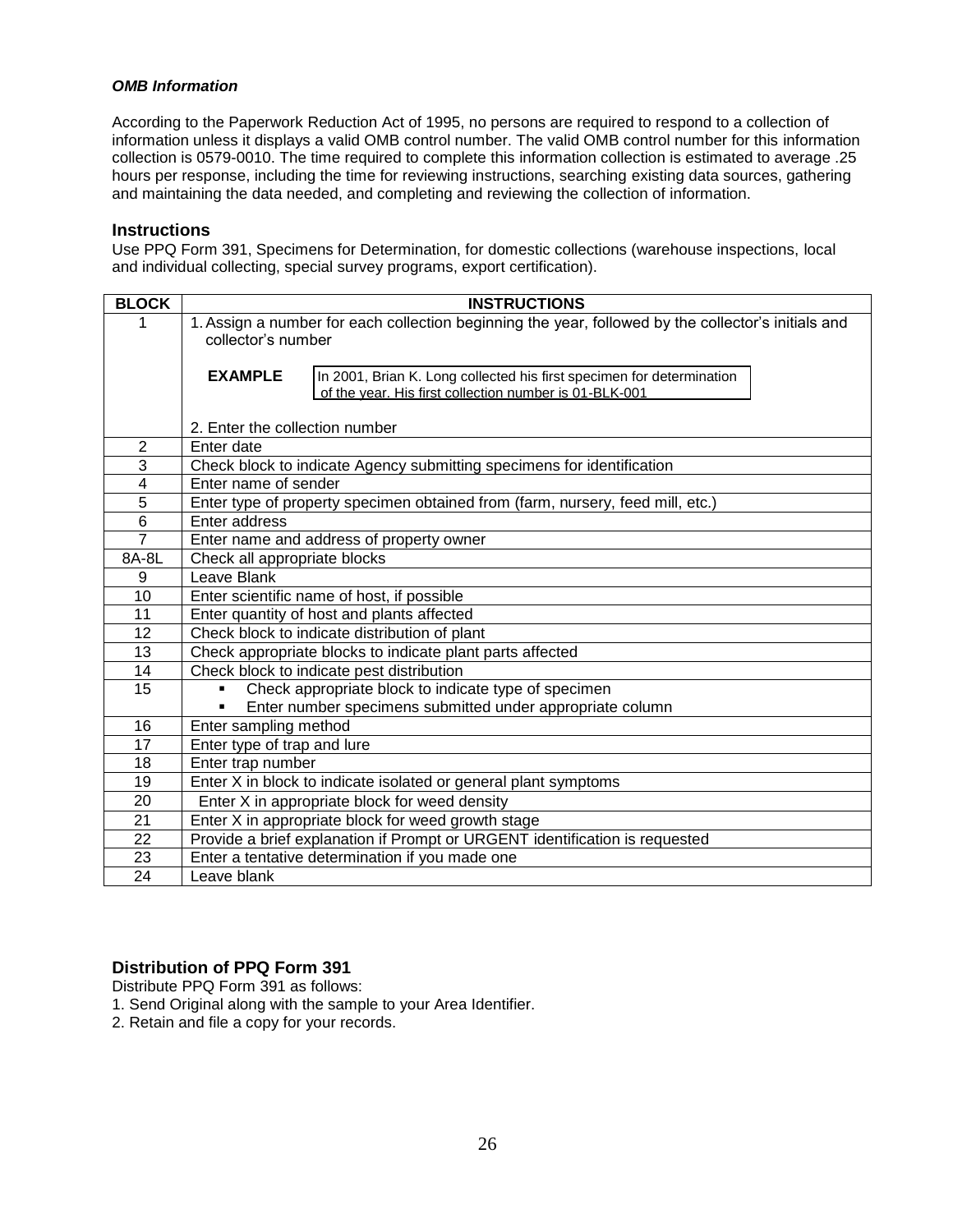***OMB Information***

According to the Paperwork Reduction Act of 1995, no persons are required to respond to a collection of information unless it displays a valid OMB control number. The valid OMB control number for this information collection is 0579-0010. The time required to complete this information collection is estimated to average .25 hours per response, including the time for reviewing instructions, searching existing data sources, gathering and maintaining the data needed, and completing and reviewing the collection of information.

## Instructions

Use PPQ Form 391, Specimens for Determination, for domestic collections (warehouse inspections, local and individual collecting, special survey programs, export certification).

| BLOCK | INSTRUCTIONS |
|---|---|
| 1 | 1. Assign a number for each collection beginning the year, followed by the collector's initials and collector's number<br><br>**EXAMPLE** In 2001, Brian K. Long collected his first specimen for determination of the year. His first collection number is 01-BLK-001<br><br>2. Enter the collection number |
| 2 | Enter date |
| 3 | Check block to indicate Agency submitting specimens for identification |
| 4 | Enter name of sender |
| 5 | Enter type of property specimen obtained from (farm, nursery, feed mill, etc.) |
| 6 | Enter address |
| 7 | Enter name and address of property owner |
| 8A-8L | Check all appropriate blocks |
| 9 | Leave Blank |
| 10 | Enter scientific name of host, if possible |
| 11 | Enter quantity of host and plants affected |
| 12 | Check block to indicate distribution of plant |
| 13 | Check appropriate blocks to indicate plant parts affected |
| 14 | Check block to indicate pest distribution |
| 15 | ▪ Check appropriate block to indicate type of specimen<br>▪ Enter number specimens submitted under appropriate column |
| 16 | Enter sampling method |
| 17 | Enter type of trap and lure |
| 18 | Enter trap number |
| 19 | Enter X in block to indicate isolated or general plant symptoms |
| 20 | Enter X in appropriate block for weed density |
| 21 | Enter X in appropriate block for weed growth stage |
| 22 | Provide a brief explanation if Prompt or URGENT identification is requested |
| 23 | Enter a tentative determination if you made one |
| 24 | Leave blank |

### Distribution of PPQ Form 391

Distribute PPQ Form 391 as follows:

1. Send Original along with the sample to your Area Identifier.
2. Retain and file a copy for your records.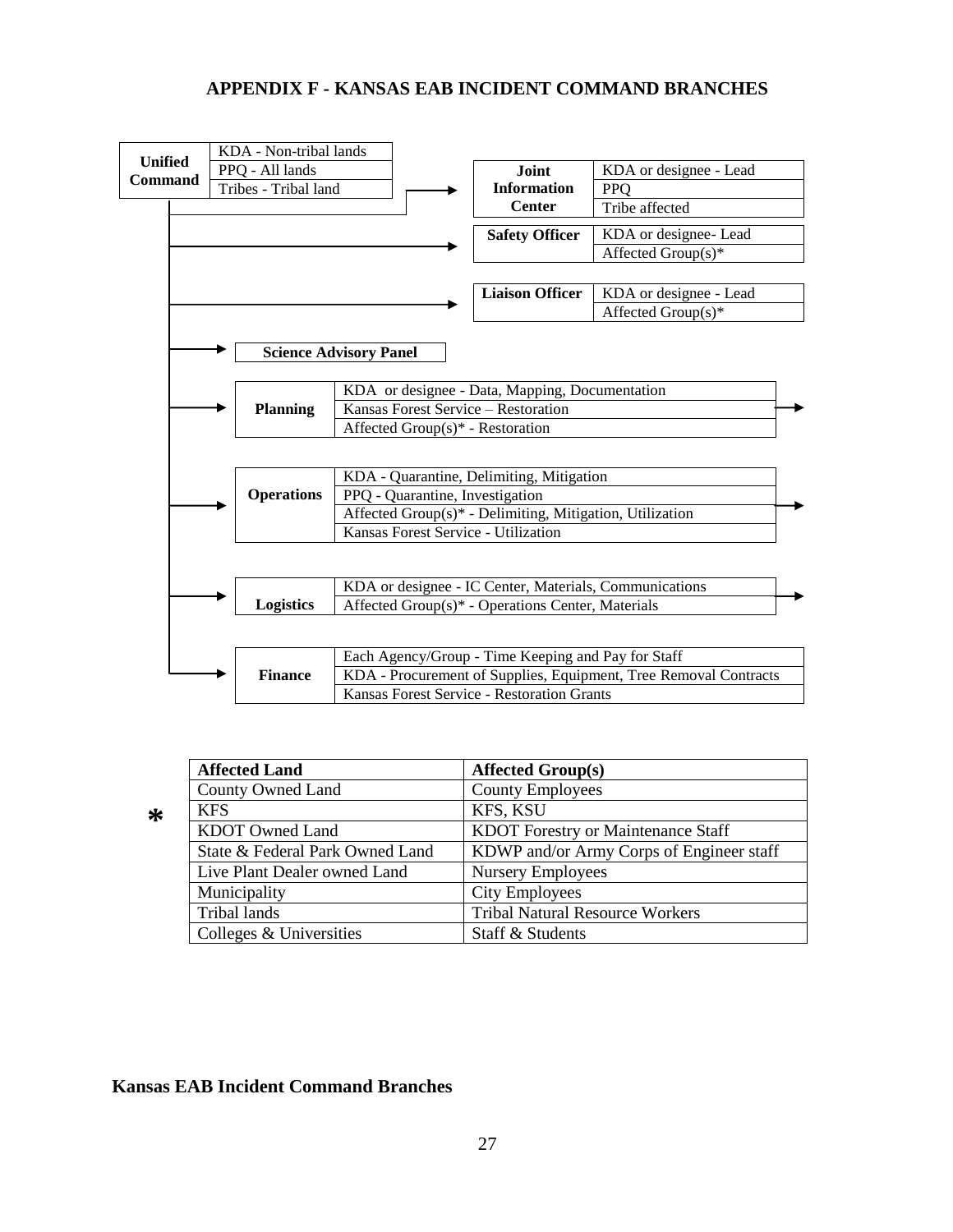# APPENDIX F - KANSAS EAB INCIDENT COMMAND BRANCHES

| Unified Command | |
|---|---|
| | KDA - Non-tribal lands |
| | PPQ - All lands |
| | Tribes - Tribal land |

| Joint Information Center | |
|---|---|
| | KDA or designee - Lead |
| | PPQ |
| | Tribe affected |

| Safety Officer | |
|---|---|
| | KDA or designee- Lead |
| | Affected Group(s)* |

| Liaison Officer | |
|---|---|
| | KDA or designee - Lead |
| | Affected Group(s)* |

**Science Advisory Panel**

| Planning | |
|---|---|
| | KDA or designee - Data, Mapping, Documentation |
| | Kansas Forest Service – Restoration |
| | Affected Group(s)* - Restoration |

| Operations | |
|---|---|
| | KDA - Quarantine, Delimiting, Mitigation |
| | PPQ - Quarantine, Investigation |
| | Affected Group(s)* - Delimiting, Mitigation, Utilization |
| | Kansas Forest Service - Utilization |

| Logistics | |
|---|---|
| | KDA or designee - IC Center, Materials, Communications |
| | Affected Group(s)* - Operations Center, Materials |

| Finance | |
|---|---|
| | Each Agency/Group - Time Keeping and Pay for Staff |
| | KDA - Procurement of Supplies, Equipment, Tree Removal Contracts |
| | Kansas Forest Service - Restoration Grants |

*

| Affected Land | Affected Group(s) |
|---|---|
| County Owned Land | County Employees |
| KFS | KFS, KSU |
| KDOT Owned Land | KDOT Forestry or Maintenance Staff |
| State & Federal Park Owned Land | KDWP and/or Army Corps of Engineer staff |
| Live Plant Dealer owned Land | Nursery Employees |
| Municipality | City Employees |
| Tribal lands | Tribal Natural Resource Workers |
| Colleges & Universities | Staff & Students |

**Kansas EAB Incident Command Branches**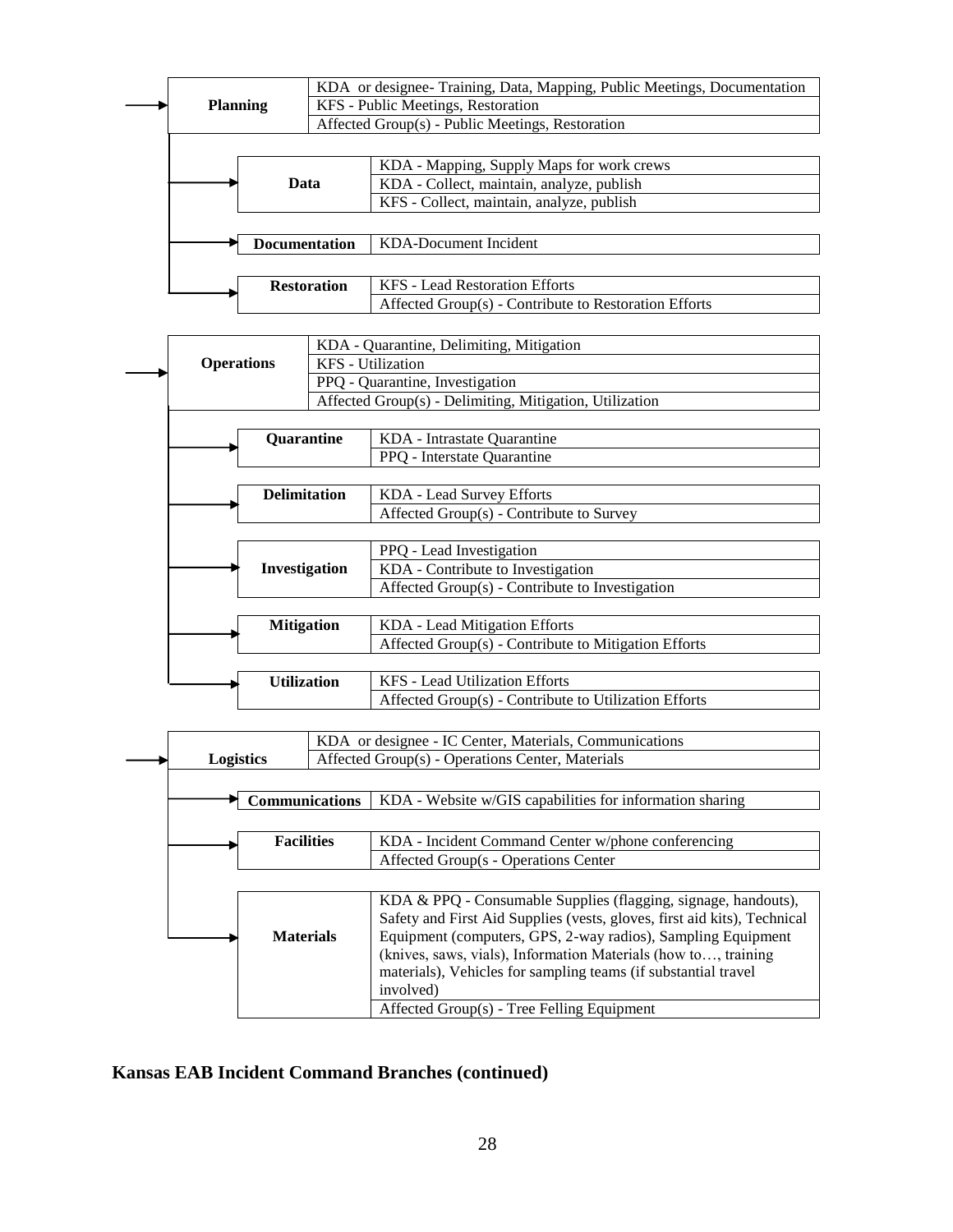| Branch | Responsibilities |
| --- | --- |
| **Planning** | KDA or designee- Training, Data, Mapping, Public Meetings, Documentation |
| | KFS - Public Meetings, Restoration |
| | Affected Group(s) - Public Meetings, Restoration |

| Planning Sub-branch | Responsibilities |
| --- | --- |
| **Data** | KDA - Mapping, Supply Maps for work crews |
| | KDA - Collect, maintain, analyze, publish |
| | KFS - Collect, maintain, analyze, publish |
| **Documentation** | KDA-Document Incident |
| **Restoration** | KFS - Lead Restoration Efforts |
| | Affected Group(s) - Contribute to Restoration Efforts |

| Branch | Responsibilities |
| --- | --- |
| **Operations** | KDA - Quarantine, Delimiting, Mitigation |
| | KFS - Utilization |
| | PPQ - Quarantine, Investigation |
| | Affected Group(s) - Delimiting, Mitigation, Utilization |

| Operations Sub-branch | Responsibilities |
| --- | --- |
| **Quarantine** | KDA - Intrastate Quarantine |
| | PPQ - Interstate Quarantine |
| **Delimitation** | KDA - Lead Survey Efforts |
| | Affected Group(s) - Contribute to Survey |
| **Investigation** | PPQ - Lead Investigation |
| | KDA - Contribute to Investigation |
| | Affected Group(s) - Contribute to Investigation |
| **Mitigation** | KDA - Lead Mitigation Efforts |
| | Affected Group(s) - Contribute to Mitigation Efforts |
| **Utilization** | KFS - Lead Utilization Efforts |
| | Affected Group(s) - Contribute to Utilization Efforts |

| Branch | Responsibilities |
| --- | --- |
| **Logistics** | KDA or designee - IC Center, Materials, Communications |
| | Affected Group(s) - Operations Center, Materials |

| Logistics Sub-branch | Responsibilities |
| --- | --- |
| **Communications** | KDA - Website w/GIS capabilities for information sharing |
| **Facilities** | KDA - Incident Command Center w/phone conferencing |
| | Affected Group(s - Operations Center |
| **Materials** | KDA & PPQ - Consumable Supplies (flagging, signage, handouts), Safety and First Aid Supplies (vests, gloves, first aid kits), Technical Equipment (computers, GPS, 2-way radios), Sampling Equipment (knives, saws, vials), Information Materials (how to…, training materials), Vehicles for sampling teams (if substantial travel involved) |
| | Affected Group(s) - Tree Felling Equipment |

**Kansas EAB Incident Command Branches (continued)**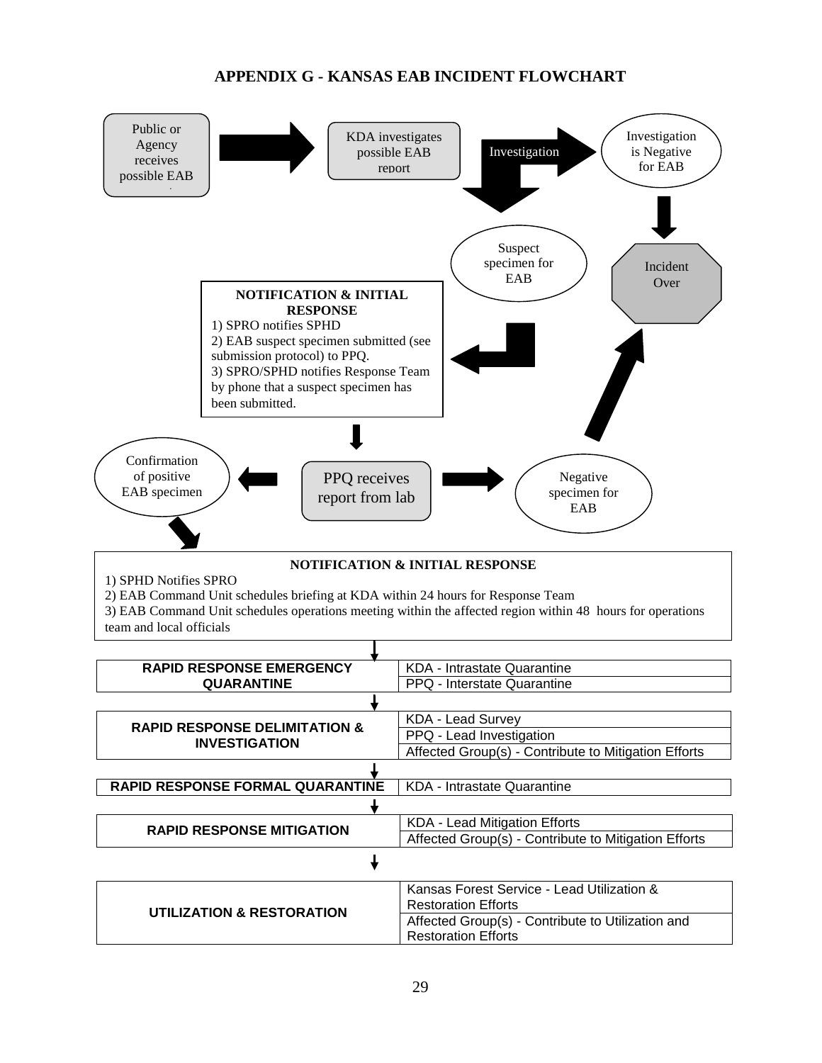# APPENDIX G - KANSAS EAB INCIDENT FLOWCHART

Public or Agency receives possible EAB

KDA investigates possible EAB report

Investigation

Investigation is Negative for EAB

Incident Over

Suspect specimen for EAB

**NOTIFICATION & INITIAL RESPONSE**

1) SPRO notifies SPHD
2) EAB suspect specimen submitted (see submission protocol) to PPQ.
3) SPRO/SPHD notifies Response Team by phone that a suspect specimen has been submitted.

Confirmation of positive EAB specimen

PPQ receives report from lab

Negative specimen for EAB

**NOTIFICATION & INITIAL RESPONSE**

1) SPHD Notifies SPRO
2) EAB Command Unit schedules briefing at KDA within 24 hours for Response Team
3) EAB Command Unit schedules operations meeting within the affected region within 48 hours for operations team and local officials

| Phase | Responsibilities |
|---|---|
| **RAPID RESPONSE EMERGENCY QUARANTINE** | KDA - Intrastate Quarantine |
| | PPQ - Interstate Quarantine |
| **RAPID RESPONSE DELIMITATION & INVESTIGATION** | KDA - Lead Survey |
| | PPQ - Lead Investigation |
| | Affected Group(s) - Contribute to Mitigation Efforts |
| **RAPID RESPONSE FORMAL QUARANTINE** | KDA - Intrastate Quarantine |
| **RAPID RESPONSE MITIGATION** | KDA - Lead Mitigation Efforts |
| | Affected Group(s) - Contribute to Mitigation Efforts |
| **UTILIZATION & RESTORATION** | Kansas Forest Service - Lead Utilization & Restoration Efforts |
| | Affected Group(s) - Contribute to Utilization and Restoration Efforts |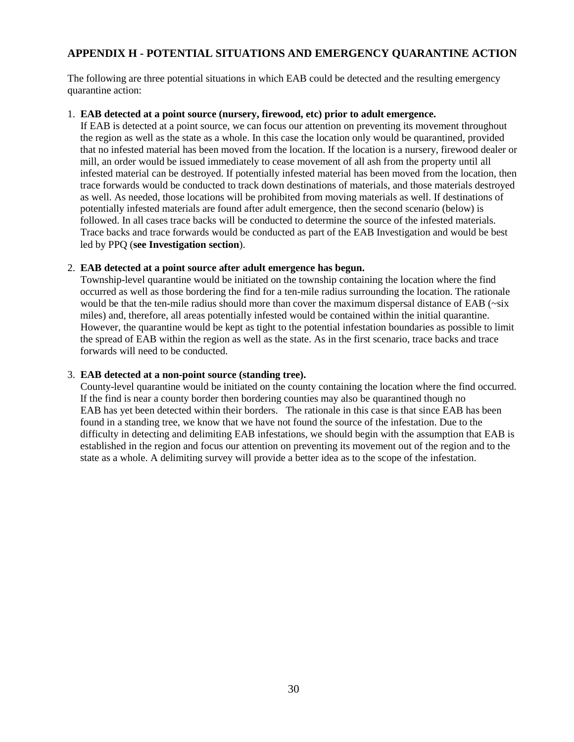## APPENDIX H - POTENTIAL SITUATIONS AND EMERGENCY QUARANTINE ACTION

The following are three potential situations in which EAB could be detected and the resulting emergency quarantine action:

1. **EAB detected at a point source (nursery, firewood, etc) prior to adult emergence.**
   If EAB is detected at a point source, we can focus our attention on preventing its movement throughout the region as well as the state as a whole. In this case the location only would be quarantined, provided that no infested material has been moved from the location. If the location is a nursery, firewood dealer or mill, an order would be issued immediately to cease movement of all ash from the property until all infested material can be destroyed. If potentially infested material has been moved from the location, then trace forwards would be conducted to track down destinations of materials, and those materials destroyed as well. As needed, those locations will be prohibited from moving materials as well. If destinations of potentially infested materials are found after adult emergence, then the second scenario (below) is followed. In all cases trace backs will be conducted to determine the source of the infested materials. Trace backs and trace forwards would be conducted as part of the EAB Investigation and would be best led by PPQ (**see Investigation section**).

2. **EAB detected at a point source after adult emergence has begun.**
   Township-level quarantine would be initiated on the township containing the location where the find occurred as well as those bordering the find for a ten-mile radius surrounding the location. The rationale would be that the ten-mile radius should more than cover the maximum dispersal distance of EAB (~six miles) and, therefore, all areas potentially infested would be contained within the initial quarantine. However, the quarantine would be kept as tight to the potential infestation boundaries as possible to limit the spread of EAB within the region as well as the state. As in the first scenario, trace backs and trace forwards will need to be conducted.

3. **EAB detected at a non-point source (standing tree).**
   County-level quarantine would be initiated on the county containing the location where the find occurred. If the find is near a county border then bordering counties may also be quarantined though no EAB has yet been detected within their borders. The rationale in this case is that since EAB has been found in a standing tree, we know that we have not found the source of the infestation. Due to the difficulty in detecting and delimiting EAB infestations, we should begin with the assumption that EAB is established in the region and focus our attention on preventing its movement out of the region and to the state as a whole. A delimiting survey will provide a better idea as to the scope of the infestation.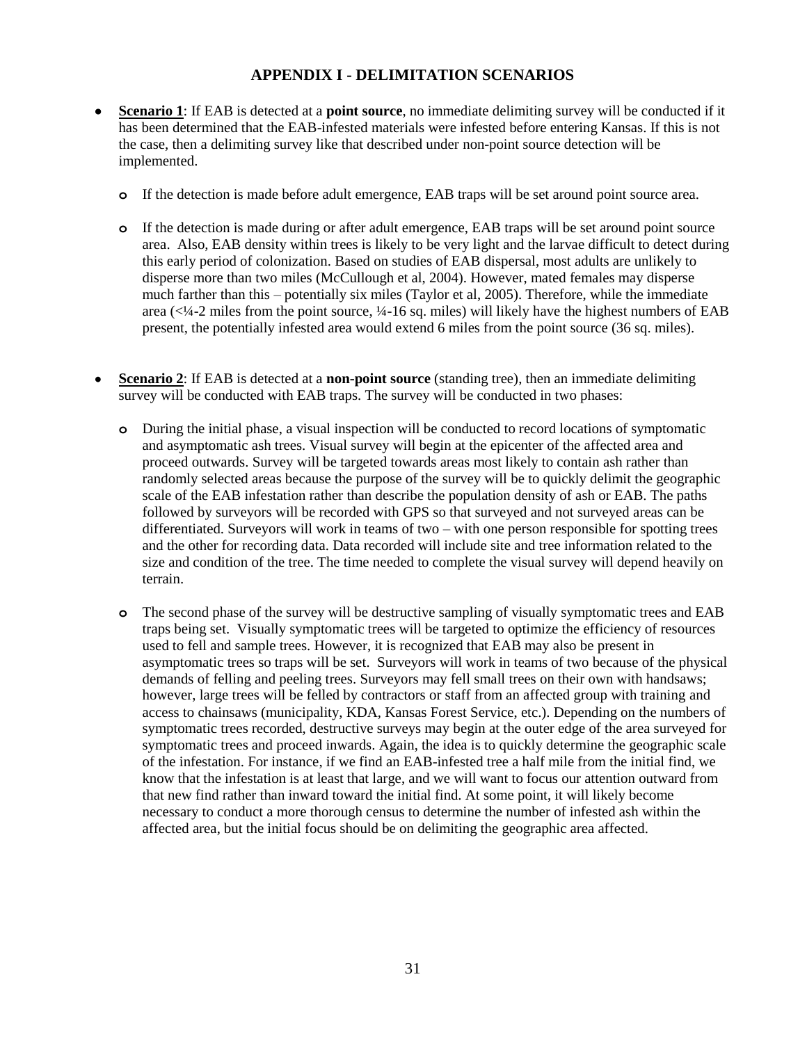# APPENDIX I - DELIMITATION SCENARIOS

- **Scenario 1**: If EAB is detected at a **point source**, no immediate delimiting survey will be conducted if it has been determined that the EAB-infested materials were infested before entering Kansas. If this is not the case, then a delimiting survey like that described under non-point source detection will be implemented.

  - If the detection is made before adult emergence, EAB traps will be set around point source area.

  - If the detection is made during or after adult emergence, EAB traps will be set around point source area. Also, EAB density within trees is likely to be very light and the larvae difficult to detect during this early period of colonization. Based on studies of EAB dispersal, most adults are unlikely to disperse more than two miles (McCullough et al, 2004). However, mated females may disperse much farther than this – potentially six miles (Taylor et al, 2005). Therefore, while the immediate area (<¼-2 miles from the point source, ¼-16 sq. miles) will likely have the highest numbers of EAB present, the potentially infested area would extend 6 miles from the point source (36 sq. miles).

- **Scenario 2**: If EAB is detected at a **non-point source** (standing tree), then an immediate delimiting survey will be conducted with EAB traps. The survey will be conducted in two phases:

  - During the initial phase, a visual inspection will be conducted to record locations of symptomatic and asymptomatic ash trees. Visual survey will begin at the epicenter of the affected area and proceed outwards. Survey will be targeted towards areas most likely to contain ash rather than randomly selected areas because the purpose of the survey will be to quickly delimit the geographic scale of the EAB infestation rather than describe the population density of ash or EAB. The paths followed by surveyors will be recorded with GPS so that surveyed and not surveyed areas can be differentiated. Surveyors will work in teams of two – with one person responsible for spotting trees and the other for recording data. Data recorded will include site and tree information related to the size and condition of the tree. The time needed to complete the visual survey will depend heavily on terrain.

  - The second phase of the survey will be destructive sampling of visually symptomatic trees and EAB traps being set. Visually symptomatic trees will be targeted to optimize the efficiency of resources used to fell and sample trees. However, it is recognized that EAB may also be present in asymptomatic trees so traps will be set. Surveyors will work in teams of two because of the physical demands of felling and peeling trees. Surveyors may fell small trees on their own with handsaws; however, large trees will be felled by contractors or staff from an affected group with training and access to chainsaws (municipality, KDA, Kansas Forest Service, etc.). Depending on the numbers of symptomatic trees recorded, destructive surveys may begin at the outer edge of the area surveyed for symptomatic trees and proceed inwards. Again, the idea is to quickly determine the geographic scale of the infestation. For instance, if we find an EAB-infested tree a half mile from the initial find, we know that the infestation is at least that large, and we will want to focus our attention outward from that new find rather than inward toward the initial find. At some point, it will likely become necessary to conduct a more thorough census to determine the number of infested ash within the affected area, but the initial focus should be on delimiting the geographic area affected.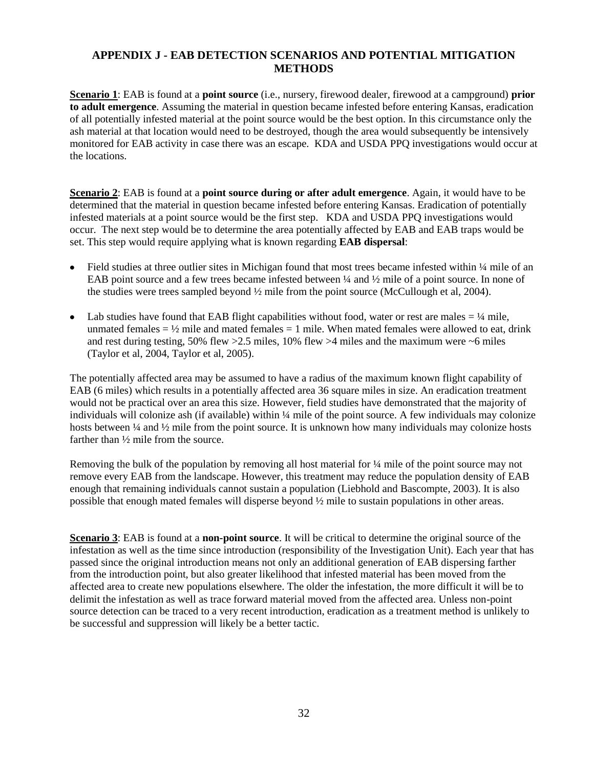## APPENDIX J - EAB DETECTION SCENARIOS AND POTENTIAL MITIGATION METHODS

**Scenario 1**: EAB is found at a **point source** (i.e., nursery, firewood dealer, firewood at a campground) **prior to adult emergence**. Assuming the material in question became infested before entering Kansas, eradication of all potentially infested material at the point source would be the best option. In this circumstance only the ash material at that location would need to be destroyed, though the area would subsequently be intensively monitored for EAB activity in case there was an escape. KDA and USDA PPQ investigations would occur at the locations.

**Scenario 2**: EAB is found at a **point source during or after adult emergence**. Again, it would have to be determined that the material in question became infested before entering Kansas. Eradication of potentially infested materials at a point source would be the first step. KDA and USDA PPQ investigations would occur. The next step would be to determine the area potentially affected by EAB and EAB traps would be set. This step would require applying what is known regarding **EAB dispersal**:

- Field studies at three outlier sites in Michigan found that most trees became infested within ¼ mile of an EAB point source and a few trees became infested between ¼ and ½ mile of a point source. In none of the studies were trees sampled beyond ½ mile from the point source (McCullough et al, 2004).
- Lab studies have found that EAB flight capabilities without food, water or rest are males = ¼ mile, unmated females = ½ mile and mated females = 1 mile. When mated females were allowed to eat, drink and rest during testing, 50% flew >2.5 miles, 10% flew >4 miles and the maximum were ~6 miles (Taylor et al, 2004, Taylor et al, 2005).

The potentially affected area may be assumed to have a radius of the maximum known flight capability of EAB (6 miles) which results in a potentially affected area 36 square miles in size. An eradication treatment would not be practical over an area this size. However, field studies have demonstrated that the majority of individuals will colonize ash (if available) within ¼ mile of the point source. A few individuals may colonize hosts between ¼ and ½ mile from the point source. It is unknown how many individuals may colonize hosts farther than ½ mile from the source.

Removing the bulk of the population by removing all host material for ¼ mile of the point source may not remove every EAB from the landscape. However, this treatment may reduce the population density of EAB enough that remaining individuals cannot sustain a population (Liebhold and Bascompte, 2003). It is also possible that enough mated females will disperse beyond ½ mile to sustain populations in other areas.

**Scenario 3**: EAB is found at a **non-point source**. It will be critical to determine the original source of the infestation as well as the time since introduction (responsibility of the Investigation Unit). Each year that has passed since the original introduction means not only an additional generation of EAB dispersing farther from the introduction point, but also greater likelihood that infested material has been moved from the affected area to create new populations elsewhere. The older the infestation, the more difficult it will be to delimit the infestation as well as trace forward material moved from the affected area. Unless non-point source detection can be traced to a very recent introduction, eradication as a treatment method is unlikely to be successful and suppression will likely be a better tactic.